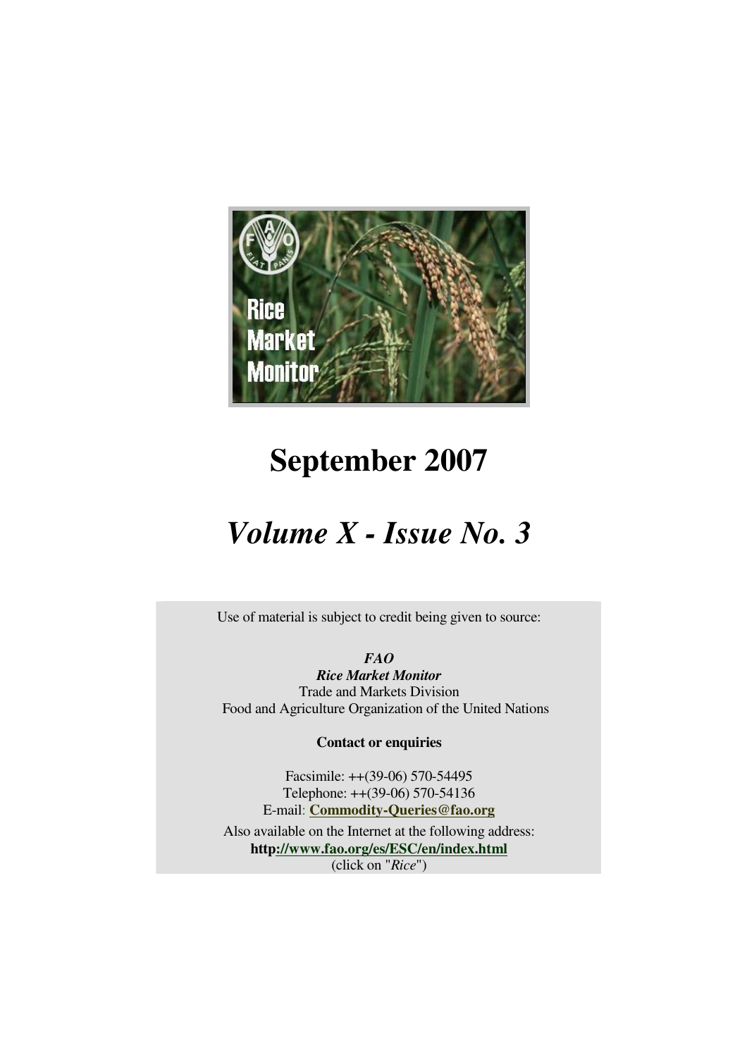Rice Market Monitor

# September 2007

## *Volume X - Issue No. 3*

Use of material is subject to credit being given to source:

***FAO***
***Rice Market Monitor***
Trade and Markets Division
Food and Agriculture Organization of the United Nations

**Contact or enquiries**

Facsimile: ++(39-06) 570-54495
Telephone: ++(39-06) 570-54136
E-mail: **Commodity-Queries@fao.org**

Also available on the Internet at the following address:
**http://www.fao.org/es/ESC/en/index.html**
(click on "*Rice*")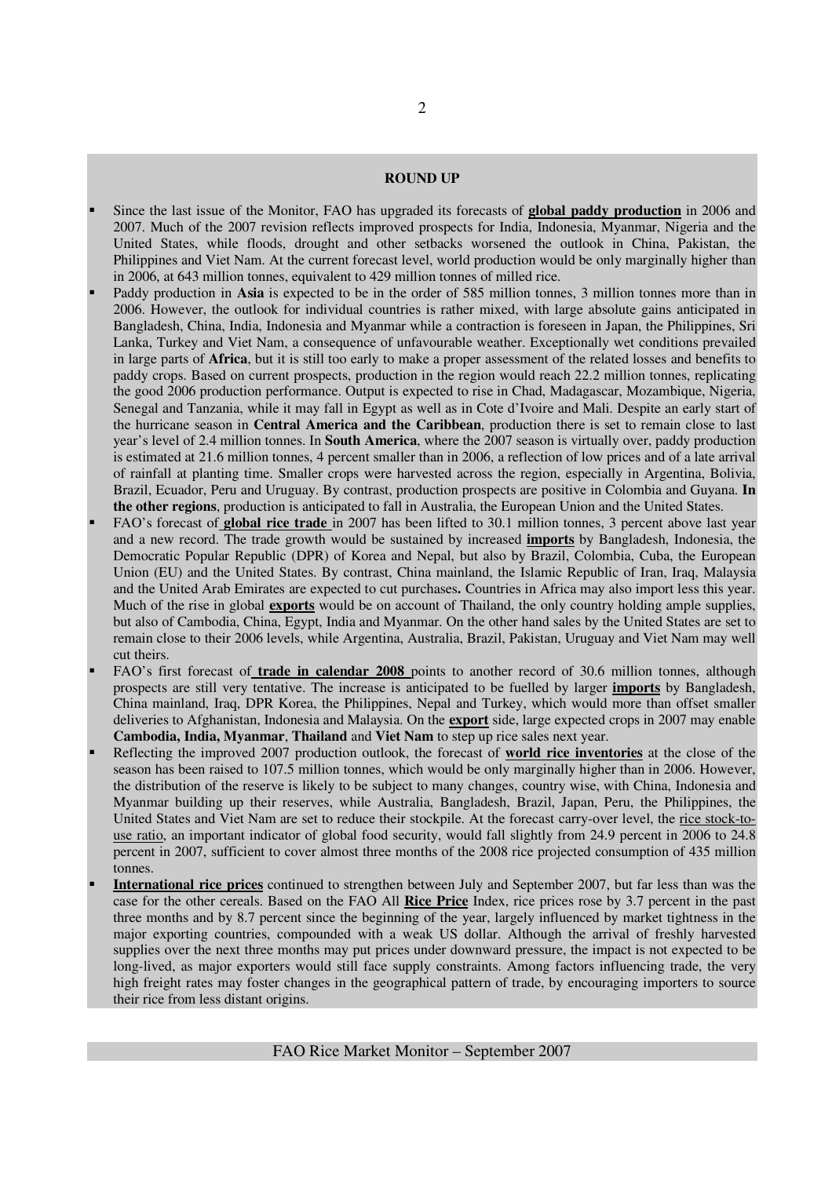## ROUND UP

- Since the last issue of the Monitor, FAO has upgraded its forecasts of **global paddy production** in 2006 and 2007. Much of the 2007 revision reflects improved prospects for India, Indonesia, Myanmar, Nigeria and the United States, while floods, drought and other setbacks worsened the outlook in China, Pakistan, the Philippines and Viet Nam. At the current forecast level, world production would be only marginally higher than in 2006, at 643 million tonnes, equivalent to 429 million tonnes of milled rice.
- Paddy production in **Asia** is expected to be in the order of 585 million tonnes, 3 million tonnes more than in 2006. However, the outlook for individual countries is rather mixed, with large absolute gains anticipated in Bangladesh, China, India, Indonesia and Myanmar while a contraction is foreseen in Japan, the Philippines, Sri Lanka, Turkey and Viet Nam, a consequence of unfavourable weather. Exceptionally wet conditions prevailed in large parts of **Africa**, but it is still too early to make a proper assessment of the related losses and benefits to paddy crops. Based on current prospects, production in the region would reach 22.2 million tonnes, replicating the good 2006 production performance. Output is expected to rise in Chad, Madagascar, Mozambique, Nigeria, Senegal and Tanzania, while it may fall in Egypt as well as in Cote d'Ivoire and Mali. Despite an early start of the hurricane season in **Central America and the Caribbean**, production there is set to remain close to last year's level of 2.4 million tonnes. In **South America**, where the 2007 season is virtually over, paddy production is estimated at 21.6 million tonnes, 4 percent smaller than in 2006, a reflection of low prices and of a late arrival of rainfall at planting time. Smaller crops were harvested across the region, especially in Argentina, Bolivia, Brazil, Ecuador, Peru and Uruguay. By contrast, production prospects are positive in Colombia and Guyana. **In the other regions**, production is anticipated to fall in Australia, the European Union and the United States.
- FAO's forecast of **global rice trade** in 2007 has been lifted to 30.1 million tonnes, 3 percent above last year and a new record. The trade growth would be sustained by increased **imports** by Bangladesh, Indonesia, the Democratic Popular Republic (DPR) of Korea and Nepal, but also by Brazil, Colombia, Cuba, the European Union (EU) and the United States. By contrast, China mainland, the Islamic Republic of Iran, Iraq, Malaysia and the United Arab Emirates are expected to cut purchases**.** Countries in Africa may also import less this year. Much of the rise in global **exports** would be on account of Thailand, the only country holding ample supplies, but also of Cambodia, China, Egypt, India and Myanmar. On the other hand sales by the United States are set to remain close to their 2006 levels, while Argentina, Australia, Brazil, Pakistan, Uruguay and Viet Nam may well cut theirs.
- FAO's first forecast of **trade in calendar 2008** points to another record of 30.6 million tonnes, although prospects are still very tentative. The increase is anticipated to be fuelled by larger **imports** by Bangladesh, China mainland, Iraq, DPR Korea, the Philippines, Nepal and Turkey, which would more than offset smaller deliveries to Afghanistan, Indonesia and Malaysia. On the **export** side, large expected crops in 2007 may enable **Cambodia, India, Myanmar**, **Thailand** and **Viet Nam** to step up rice sales next year.
- Reflecting the improved 2007 production outlook, the forecast of **world rice inventories** at the close of the season has been raised to 107.5 million tonnes, which would be only marginally higher than in 2006. However, the distribution of the reserve is likely to be subject to many changes, country wise, with China, Indonesia and Myanmar building up their reserves, while Australia, Bangladesh, Brazil, Japan, Peru, the Philippines, the United States and Viet Nam are set to reduce their stockpile. At the forecast carry-over level, the rice stock-to-use ratio, an important indicator of global food security, would fall slightly from 24.9 percent in 2006 to 24.8 percent in 2007, sufficient to cover almost three months of the 2008 rice projected consumption of 435 million tonnes.
- **International rice prices** continued to strengthen between July and September 2007, but far less than was the case for the other cereals. Based on the FAO All **Rice Price** Index, rice prices rose by 3.7 percent in the past three months and by 8.7 percent since the beginning of the year, largely influenced by market tightness in the major exporting countries, compounded with a weak US dollar. Although the arrival of freshly harvested supplies over the next three months may put prices under downward pressure, the impact is not expected to be long-lived, as major exporters would still face supply constraints. Among factors influencing trade, the very high freight rates may foster changes in the geographical pattern of trade, by encouraging importers to source their rice from less distant origins.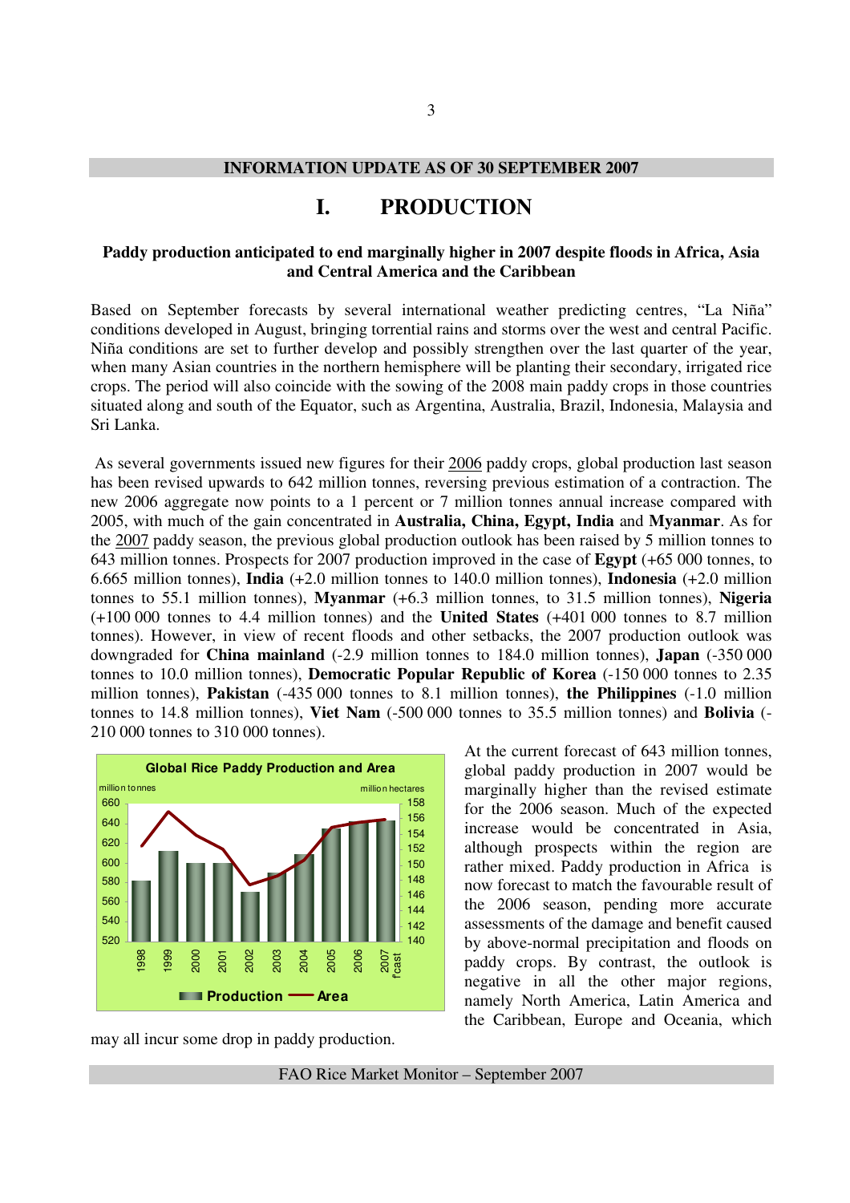**INFORMATION UPDATE AS OF 30 SEPTEMBER 2007**

# I. PRODUCTION

### Paddy production anticipated to end marginally higher in 2007 despite floods in Africa, Asia and Central America and the Caribbean

Based on September forecasts by several international weather predicting centres, "La Niña" conditions developed in August, bringing torrential rains and storms over the west and central Pacific. Niña conditions are set to further develop and possibly strengthen over the last quarter of the year, when many Asian countries in the northern hemisphere will be planting their secondary, irrigated rice crops. The period will also coincide with the sowing of the 2008 main paddy crops in those countries situated along and south of the Equator, such as Argentina, Australia, Brazil, Indonesia, Malaysia and Sri Lanka.

As several governments issued new figures for their 2006 paddy crops, global production last season has been revised upwards to 642 million tonnes, reversing previous estimation of a contraction. The new 2006 aggregate now points to a 1 percent or 7 million tonnes annual increase compared with 2005, with much of the gain concentrated in **Australia, China, Egypt, India** and **Myanmar**. As for the 2007 paddy season, the previous global production outlook has been raised by 5 million tonnes to 643 million tonnes. Prospects for 2007 production improved in the case of **Egypt** (+65 000 tonnes, to 6.665 million tonnes), **India** (+2.0 million tonnes to 140.0 million tonnes), **Indonesia** (+2.0 million tonnes to 55.1 million tonnes), **Myanmar** (+6.3 million tonnes, to 31.5 million tonnes), **Nigeria** (+100 000 tonnes to 4.4 million tonnes) and the **United States** (+401 000 tonnes to 8.7 million tonnes). However, in view of recent floods and other setbacks, the 2007 production outlook was downgraded for **China mainland** (-2.9 million tonnes to 184.0 million tonnes), **Japan** (-350 000 tonnes to 10.0 million tonnes), **Democratic Popular Republic of Korea** (-150 000 tonnes to 2.35 million tonnes), **Pakistan** (-435 000 tonnes to 8.1 million tonnes), **the Philippines** (-1.0 million tonnes to 14.8 million tonnes), **Viet Nam** (-500 000 tonnes to 35.5 million tonnes) and **Bolivia** (-210 000 tonnes to 310 000 tonnes).

At the current forecast of 643 million tonnes, global paddy production in 2007 would be marginally higher than the revised estimate for the 2006 season. Much of the expected increase would be concentrated in Asia, although prospects within the region are rather mixed. Paddy production in Africa is now forecast to match the favourable result of the 2006 season, pending more accurate assessments of the damage and benefit caused by above-normal precipitation and floods on paddy crops. By contrast, the outlook is negative in all the other major regions, namely North America, Latin America and the Caribbean, Europe and Oceania, which may all incur some drop in paddy production.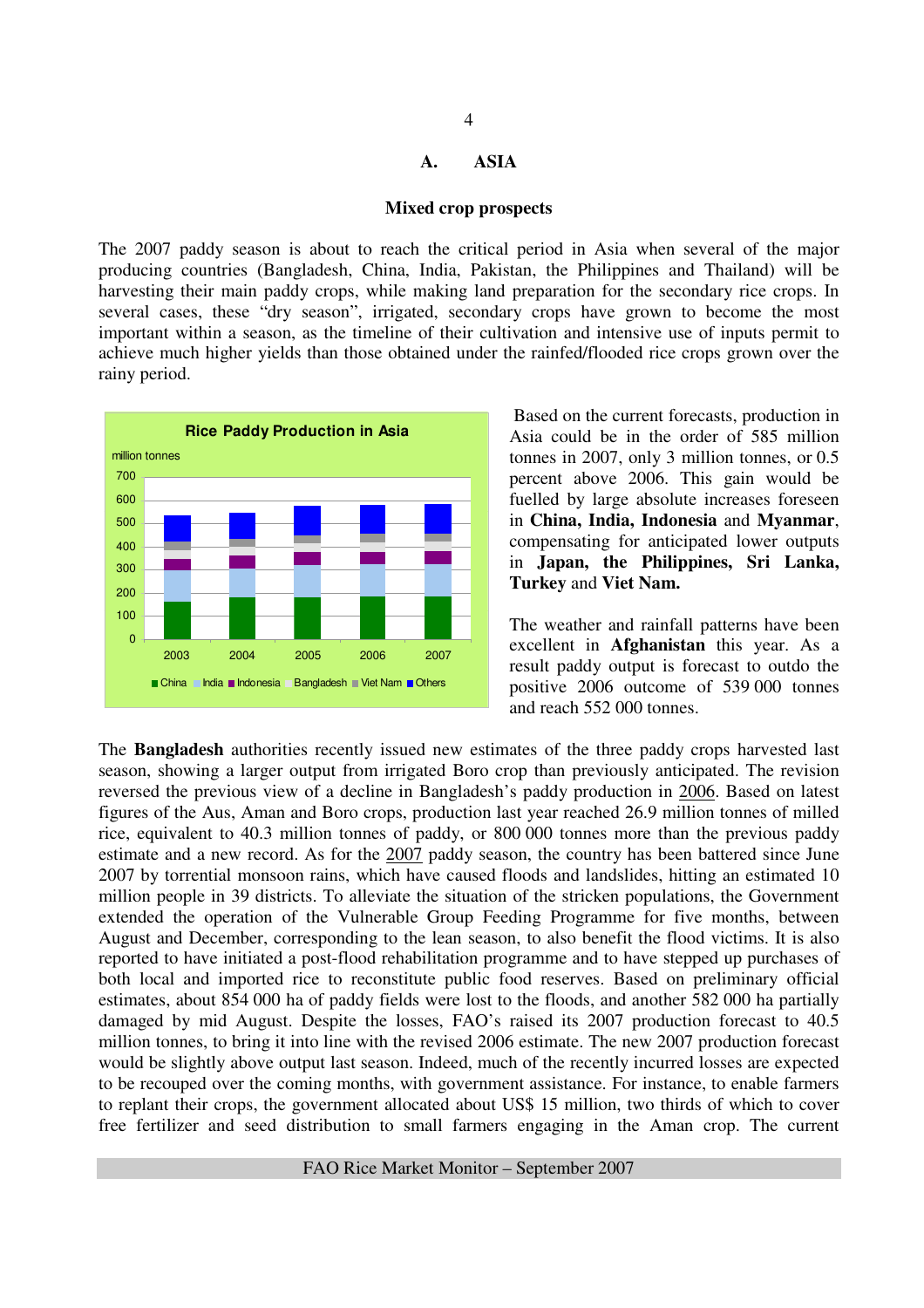## A. ASIA

### Mixed crop prospects

The 2007 paddy season is about to reach the critical period in Asia when several of the major producing countries (Bangladesh, China, India, Pakistan, the Philippines and Thailand) will be harvesting their main paddy crops, while making land preparation for the secondary rice crops. In several cases, these "dry season", irrigated, secondary crops have grown to become the most important within a season, as the timeline of their cultivation and intensive use of inputs permit to achieve much higher yields than those obtained under the rainfed/flooded rice crops grown over the rainy period.

Based on the current forecasts, production in Asia could be in the order of 585 million tonnes in 2007, only 3 million tonnes, or 0.5 percent above 2006. This gain would be fuelled by large absolute increases foreseen in **China, India, Indonesia** and **Myanmar**, compensating for anticipated lower outputs in **Japan, the Philippines, Sri Lanka, Turkey** and **Viet Nam.**

The weather and rainfall patterns have been excellent in **Afghanistan** this year. As a result paddy output is forecast to outdo the positive 2006 outcome of 539 000 tonnes and reach 552 000 tonnes.

The **Bangladesh** authorities recently issued new estimates of the three paddy crops harvested last season, showing a larger output from irrigated Boro crop than previously anticipated. The revision reversed the previous view of a decline in Bangladesh's paddy production in 2006. Based on latest figures of the Aus, Aman and Boro crops, production last year reached 26.9 million tonnes of milled rice, equivalent to 40.3 million tonnes of paddy, or 800 000 tonnes more than the previous paddy estimate and a new record. As for the 2007 paddy season, the country has been battered since June 2007 by torrential monsoon rains, which have caused floods and landslides, hitting an estimated 10 million people in 39 districts. To alleviate the situation of the stricken populations, the Government extended the operation of the Vulnerable Group Feeding Programme for five months, between August and December, corresponding to the lean season, to also benefit the flood victims. It is also reported to have initiated a post-flood rehabilitation programme and to have stepped up purchases of both local and imported rice to reconstitute public food reserves. Based on preliminary official estimates, about 854 000 ha of paddy fields were lost to the floods, and another 582 000 ha partially damaged by mid August. Despite the losses, FAO's raised its 2007 production forecast to 40.5 million tonnes, to bring it into line with the revised 2006 estimate. The new 2007 production forecast would be slightly above output last season. Indeed, much of the recently incurred losses are expected to be recouped over the coming months, with government assistance. For instance, to enable farmers to replant their crops, the government allocated about US$ 15 million, two thirds of which to cover free fertilizer and seed distribution to small farmers engaging in the Aman crop. The current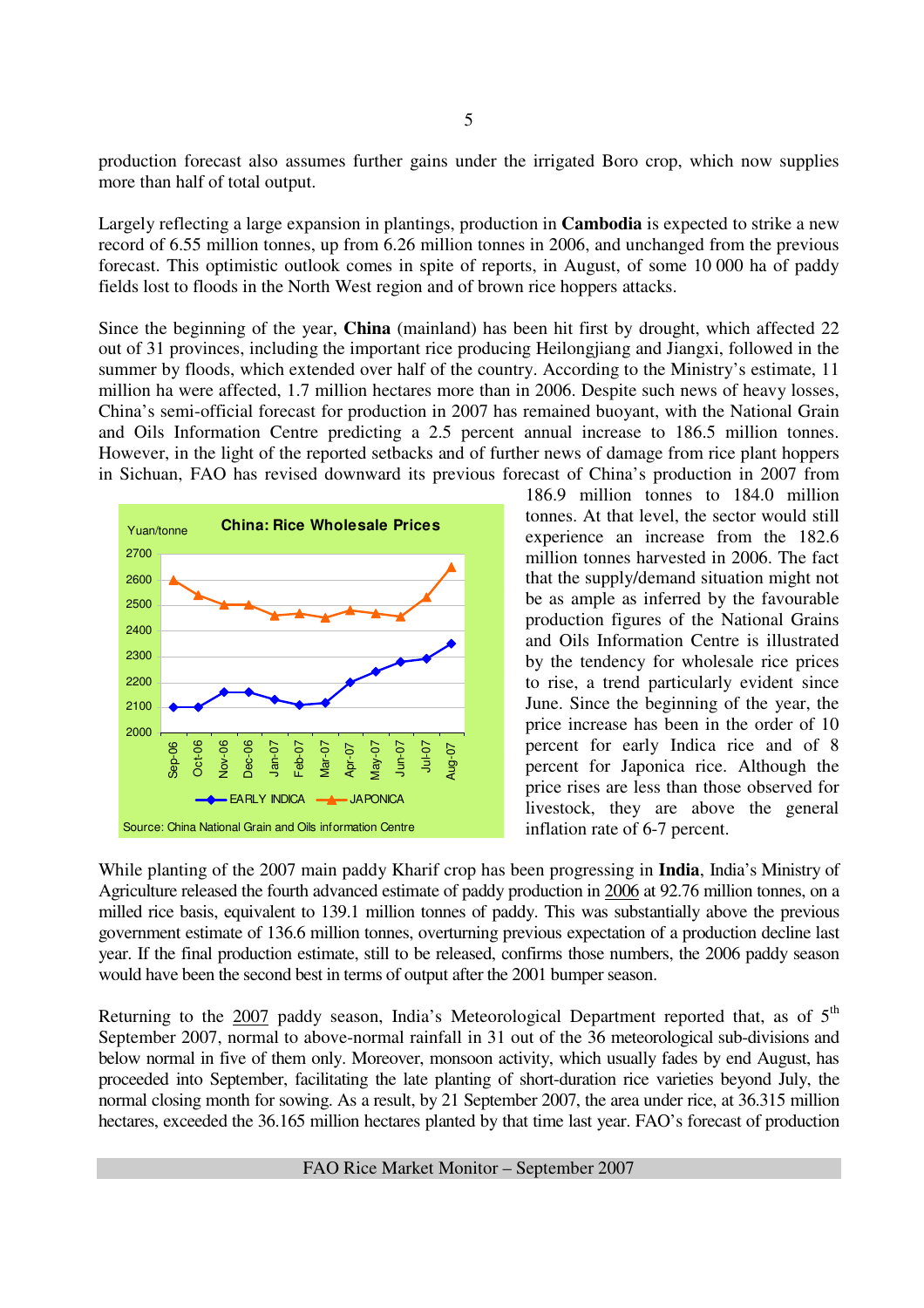production forecast also assumes further gains under the irrigated Boro crop, which now supplies more than half of total output.

Largely reflecting a large expansion in plantings, production in **Cambodia** is expected to strike a new record of 6.55 million tonnes, up from 6.26 million tonnes in 2006, and unchanged from the previous forecast. This optimistic outlook comes in spite of reports, in August, of some 10 000 ha of paddy fields lost to floods in the North West region and of brown rice hoppers attacks.

Since the beginning of the year, **China** (mainland) has been hit first by drought, which affected 22 out of 31 provinces, including the important rice producing Heilongjiang and Jiangxi, followed in the summer by floods, which extended over half of the country. According to the Ministry's estimate, 11 million ha were affected, 1.7 million hectares more than in 2006. Despite such news of heavy losses, China's semi-official forecast for production in 2007 has remained buoyant, with the National Grain and Oils Information Centre predicting a 2.5 percent annual increase to 186.5 million tonnes. However, in the light of the reported setbacks and of further news of damage from rice plant hoppers in Sichuan, FAO has revised downward its previous forecast of China's production in 2007 from 186.9 million tonnes to 184.0 million tonnes. At that level, the sector would still experience an increase from the 182.6 million tonnes harvested in 2006. The fact that the supply/demand situation might not be as ample as inferred by the favourable production figures of the National Grains and Oils Information Centre is illustrated by the tendency for wholesale rice prices to rise, a trend particularly evident since June. Since the beginning of the year, the price increase has been in the order of 10 percent for early Indica rice and of 8 percent for Japonica rice. Although the price rises are less than those observed for livestock, they are above the general inflation rate of 6-7 percent.

**China: Rice Wholesale Prices**

Source: China National Grain and Oils information Centre

While planting of the 2007 main paddy Kharif crop has been progressing in **India**, India's Ministry of Agriculture released the fourth advanced estimate of paddy production in 2006 at 92.76 million tonnes, on a milled rice basis, equivalent to 139.1 million tonnes of paddy. This was substantially above the previous government estimate of 136.6 million tonnes, overturning previous expectation of a production decline last year. If the final production estimate, still to be released, confirms those numbers, the 2006 paddy season would have been the second best in terms of output after the 2001 bumper season.

Returning to the 2007 paddy season, India's Meteorological Department reported that, as of 5th September 2007, normal to above-normal rainfall in 31 out of the 36 meteorological sub-divisions and below normal in five of them only. Moreover, monsoon activity, which usually fades by end August, has proceeded into September, facilitating the late planting of short-duration rice varieties beyond July, the normal closing month for sowing. As a result, by 21 September 2007, the area under rice, at 36.315 million hectares, exceeded the 36.165 million hectares planted by that time last year. FAO's forecast of production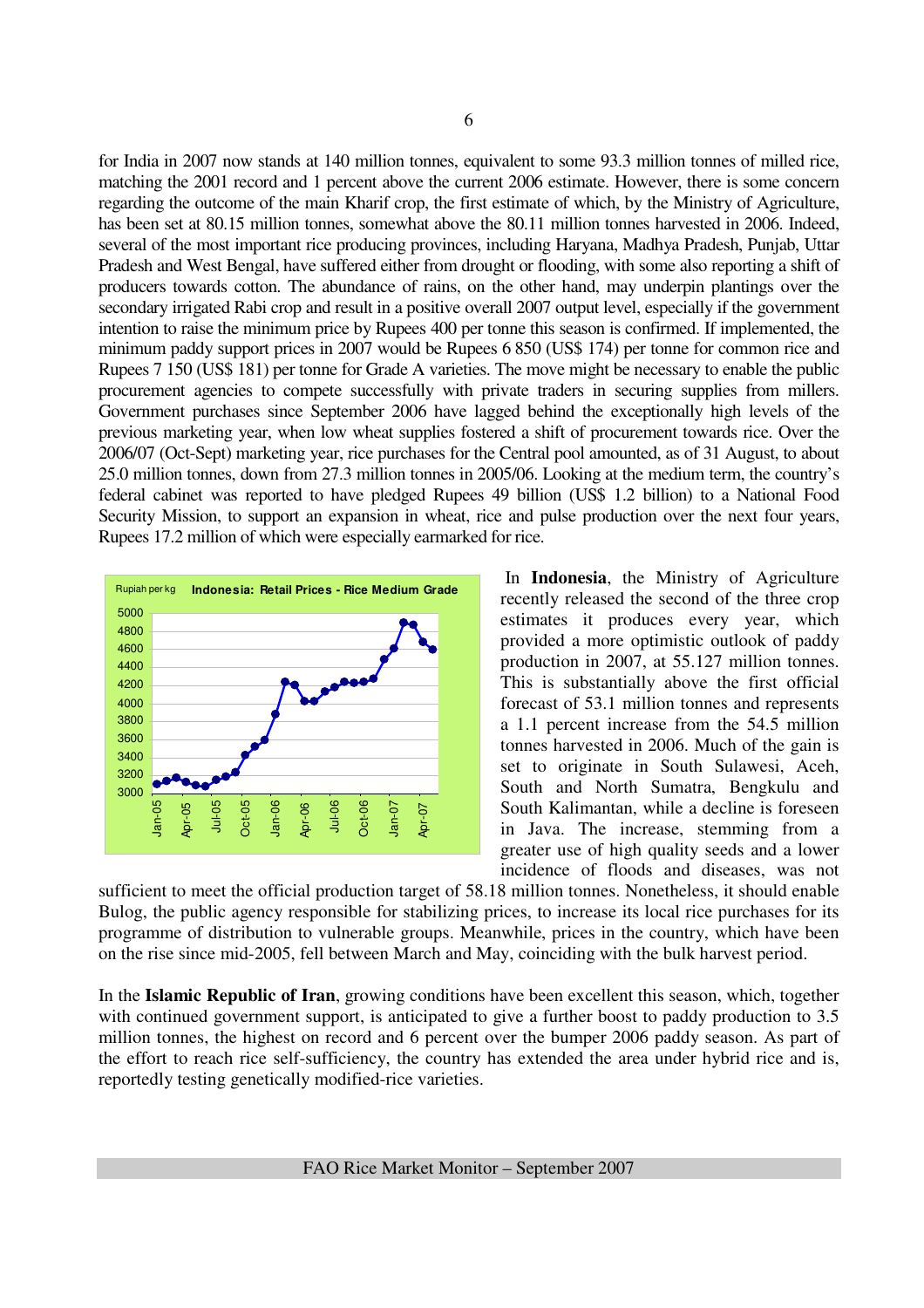for India in 2007 now stands at 140 million tonnes, equivalent to some 93.3 million tonnes of milled rice, matching the 2001 record and 1 percent above the current 2006 estimate. However, there is some concern regarding the outcome of the main Kharif crop, the first estimate of which, by the Ministry of Agriculture, has been set at 80.15 million tonnes, somewhat above the 80.11 million tonnes harvested in 2006. Indeed, several of the most important rice producing provinces, including Haryana, Madhya Pradesh, Punjab, Uttar Pradesh and West Bengal, have suffered either from drought or flooding, with some also reporting a shift of producers towards cotton. The abundance of rains, on the other hand, may underpin plantings over the secondary irrigated Rabi crop and result in a positive overall 2007 output level, especially if the government intention to raise the minimum price by Rupees 400 per tonne this season is confirmed. If implemented, the minimum paddy support prices in 2007 would be Rupees 6 850 (US$ 174) per tonne for common rice and Rupees 7 150 (US$ 181) per tonne for Grade A varieties. The move might be necessary to enable the public procurement agencies to compete successfully with private traders in securing supplies from millers. Government purchases since September 2006 have lagged behind the exceptionally high levels of the previous marketing year, when low wheat supplies fostered a shift of procurement towards rice. Over the 2006/07 (Oct-Sept) marketing year, rice purchases for the Central pool amounted, as of 31 August, to about 25.0 million tonnes, down from 27.3 million tonnes in 2005/06. Looking at the medium term, the country's federal cabinet was reported to have pledged Rupees 49 billion (US$ 1.2 billion) to a National Food Security Mission, to support an expansion in wheat, rice and pulse production over the next four years, Rupees 17.2 million of which were especially earmarked for rice.

**Indonesia: Retail Prices - Rice Medium Grade** (Rupiah per kg)

In **Indonesia**, the Ministry of Agriculture recently released the second of the three crop estimates it produces every year, which provided a more optimistic outlook of paddy production in 2007, at 55.127 million tonnes. This is substantially above the first official forecast of 53.1 million tonnes and represents a 1.1 percent increase from the 54.5 million tonnes harvested in 2006. Much of the gain is set to originate in South Sulawesi, Aceh, South and North Sumatra, Bengkulu and South Kalimantan, while a decline is foreseen in Java. The increase, stemming from a greater use of high quality seeds and a lower incidence of floods and diseases, was not sufficient to meet the official production target of 58.18 million tonnes. Nonetheless, it should enable Bulog, the public agency responsible for stabilizing prices, to increase its local rice purchases for its programme of distribution to vulnerable groups. Meanwhile, prices in the country, which have been on the rise since mid-2005, fell between March and May, coinciding with the bulk harvest period.

In the **Islamic Republic of Iran**, growing conditions have been excellent this season, which, together with continued government support, is anticipated to give a further boost to paddy production to 3.5 million tonnes, the highest on record and 6 percent over the bumper 2006 paddy season. As part of the effort to reach rice self-sufficiency, the country has extended the area under hybrid rice and is, reportedly testing genetically modified-rice varieties.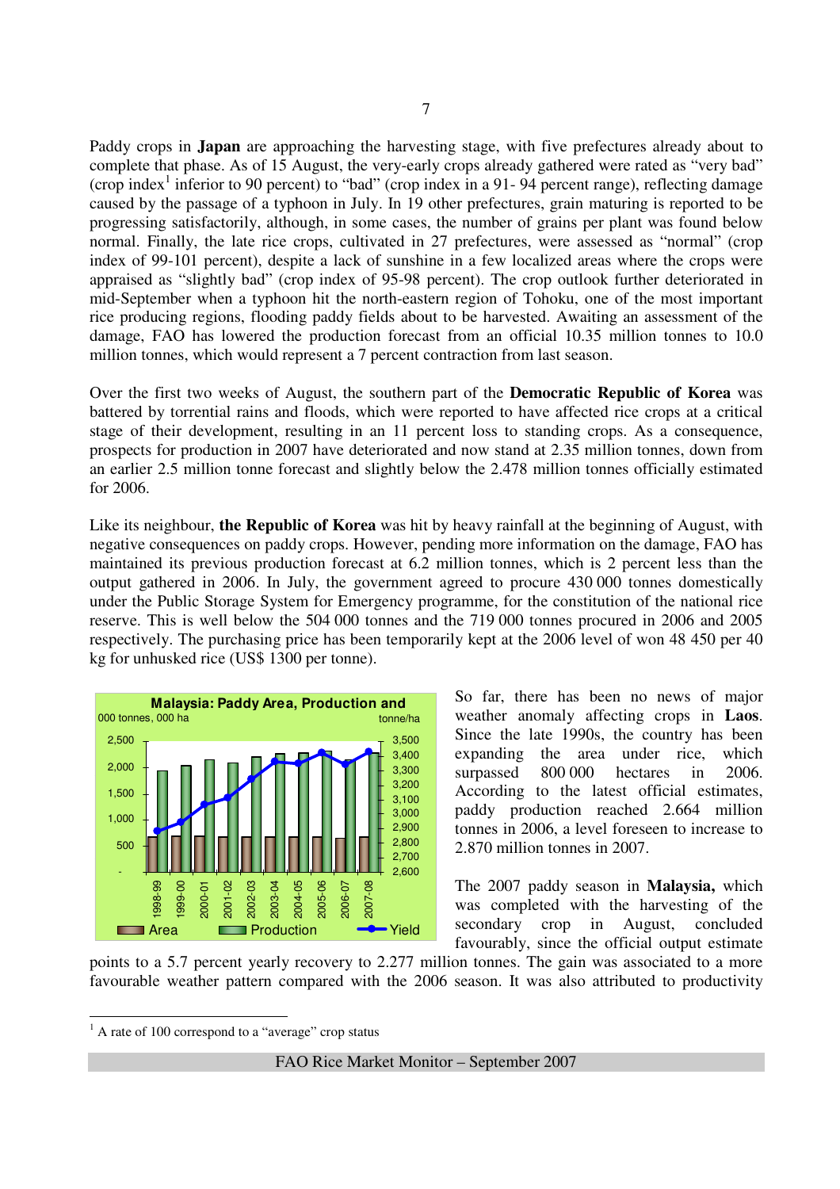Paddy crops in **Japan** are approaching the harvesting stage, with five prefectures already about to complete that phase. As of 15 August, the very-early crops already gathered were rated as "very bad" (crop index[1] inferior to 90 percent) to "bad" (crop index in a 91- 94 percent range), reflecting damage caused by the passage of a typhoon in July. In 19 other prefectures, grain maturing is reported to be progressing satisfactorily, although, in some cases, the number of grains per plant was found below normal. Finally, the late rice crops, cultivated in 27 prefectures, were assessed as "normal" (crop index of 99-101 percent), despite a lack of sunshine in a few localized areas where the crops were appraised as "slightly bad" (crop index of 95-98 percent). The crop outlook further deteriorated in mid-September when a typhoon hit the north-eastern region of Tohoku, one of the most important rice producing regions, flooding paddy fields about to be harvested. Awaiting an assessment of the damage, FAO has lowered the production forecast from an official 10.35 million tonnes to 10.0 million tonnes, which would represent a 7 percent contraction from last season.

Over the first two weeks of August, the southern part of the **Democratic Republic of Korea** was battered by torrential rains and floods, which were reported to have affected rice crops at a critical stage of their development, resulting in an 11 percent loss to standing crops. As a consequence, prospects for production in 2007 have deteriorated and now stand at 2.35 million tonnes, down from an earlier 2.5 million tonne forecast and slightly below the 2.478 million tonnes officially estimated for 2006.

Like its neighbour, **the Republic of Korea** was hit by heavy rainfall at the beginning of August, with negative consequences on paddy crops. However, pending more information on the damage, FAO has maintained its previous production forecast at 6.2 million tonnes, which is 2 percent less than the output gathered in 2006. In July, the government agreed to procure 430 000 tonnes domestically under the Public Storage System for Emergency programme, for the constitution of the national rice reserve. This is well below the 504 000 tonnes and the 719 000 tonnes procured in 2006 and 2005 respectively. The purchasing price has been temporarily kept at the 2006 level of won 48 450 per 40 kg for unhusked rice (US$ 1300 per tonne).

So far, there has been no news of major weather anomaly affecting crops in **Laos**. Since the late 1990s, the country has been expanding the area under rice, which surpassed 800 000 hectares in 2006. According to the latest official estimates, paddy production reached 2.664 million tonnes in 2006, a level foreseen to increase to 2.870 million tonnes in 2007.

The 2007 paddy season in **Malaysia,** which was completed with the harvesting of the secondary crop in August, concluded favourably, since the official output estimate points to a 5.7 percent yearly recovery to 2.277 million tonnes. The gain was associated to a more favourable weather pattern compared with the 2006 season. It was also attributed to productivity

---

[1] A rate of 100 correspond to a "average" crop status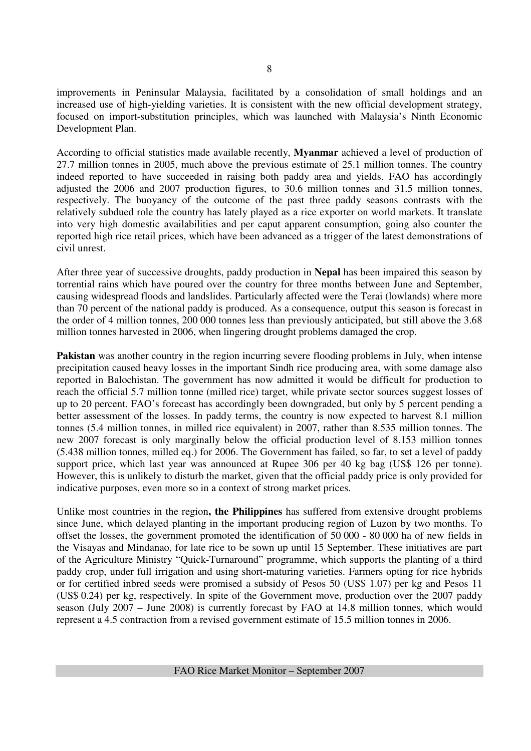improvements in Peninsular Malaysia, facilitated by a consolidation of small holdings and an increased use of high-yielding varieties. It is consistent with the new official development strategy, focused on import-substitution principles, which was launched with Malaysia's Ninth Economic Development Plan.

According to official statistics made available recently, **Myanmar** achieved a level of production of 27.7 million tonnes in 2005, much above the previous estimate of 25.1 million tonnes. The country indeed reported to have succeeded in raising both paddy area and yields. FAO has accordingly adjusted the 2006 and 2007 production figures, to 30.6 million tonnes and 31.5 million tonnes, respectively. The buoyancy of the outcome of the past three paddy seasons contrasts with the relatively subdued role the country has lately played as a rice exporter on world markets. It translate into very high domestic availabilities and per caput apparent consumption, going also counter the reported high rice retail prices, which have been advanced as a trigger of the latest demonstrations of civil unrest.

After three year of successive droughts, paddy production in **Nepal** has been impaired this season by torrential rains which have poured over the country for three months between June and September, causing widespread floods and landslides. Particularly affected were the Terai (lowlands) where more than 70 percent of the national paddy is produced. As a consequence, output this season is forecast in the order of 4 million tonnes, 200 000 tonnes less than previously anticipated, but still above the 3.68 million tonnes harvested in 2006, when lingering drought problems damaged the crop.

**Pakistan** was another country in the region incurring severe flooding problems in July, when intense precipitation caused heavy losses in the important Sindh rice producing area, with some damage also reported in Balochistan. The government has now admitted it would be difficult for production to reach the official 5.7 million tonne (milled rice) target, while private sector sources suggest losses of up to 20 percent. FAO's forecast has accordingly been downgraded, but only by 5 percent pending a better assessment of the losses. In paddy terms, the country is now expected to harvest 8.1 million tonnes (5.4 million tonnes, in milled rice equivalent) in 2007, rather than 8.535 million tonnes. The new 2007 forecast is only marginally below the official production level of 8.153 million tonnes (5.438 million tonnes, milled eq.) for 2006. The Government has failed, so far, to set a level of paddy support price, which last year was announced at Rupee 306 per 40 kg bag (US$ 126 per tonne). However, this is unlikely to disturb the market, given that the official paddy price is only provided for indicative purposes, even more so in a context of strong market prices.

Unlike most countries in the region**, the Philippines** has suffered from extensive drought problems since June, which delayed planting in the important producing region of Luzon by two months. To offset the losses, the government promoted the identification of 50 000 - 80 000 ha of new fields in the Visayas and Mindanao, for late rice to be sown up until 15 September. These initiatives are part of the Agriculture Ministry "Quick-Turnaround" programme, which supports the planting of a third paddy crop, under full irrigation and using short-maturing varieties. Farmers opting for rice hybrids or for certified inbred seeds were promised a subsidy of Pesos 50 (US$ 1.07) per kg and Pesos 11 (US$ 0.24) per kg, respectively. In spite of the Government move, production over the 2007 paddy season (July 2007 – June 2008) is currently forecast by FAO at 14.8 million tonnes, which would represent a 4.5 contraction from a revised government estimate of 15.5 million tonnes in 2006.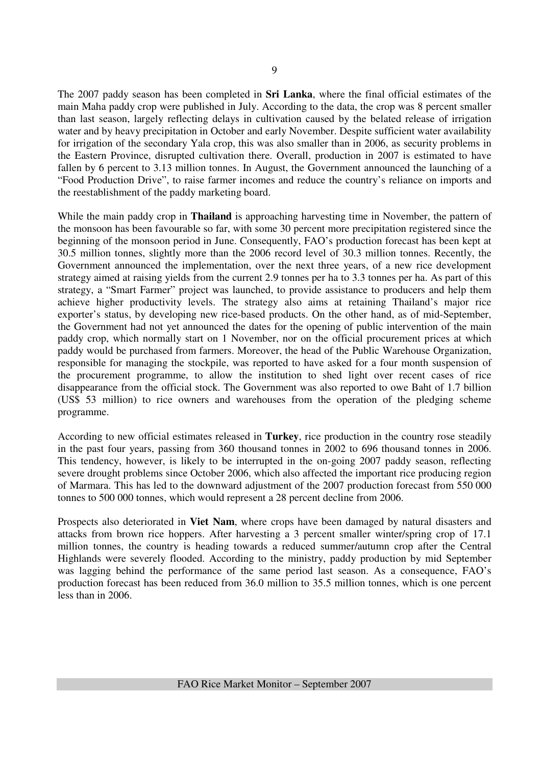The 2007 paddy season has been completed in **Sri Lanka**, where the final official estimates of the main Maha paddy crop were published in July. According to the data, the crop was 8 percent smaller than last season, largely reflecting delays in cultivation caused by the belated release of irrigation water and by heavy precipitation in October and early November. Despite sufficient water availability for irrigation of the secondary Yala crop, this was also smaller than in 2006, as security problems in the Eastern Province, disrupted cultivation there. Overall, production in 2007 is estimated to have fallen by 6 percent to 3.13 million tonnes. In August, the Government announced the launching of a "Food Production Drive", to raise farmer incomes and reduce the country's reliance on imports and the reestablishment of the paddy marketing board.

While the main paddy crop in **Thailand** is approaching harvesting time in November, the pattern of the monsoon has been favourable so far, with some 30 percent more precipitation registered since the beginning of the monsoon period in June. Consequently, FAO's production forecast has been kept at 30.5 million tonnes, slightly more than the 2006 record level of 30.3 million tonnes. Recently, the Government announced the implementation, over the next three years, of a new rice development strategy aimed at raising yields from the current 2.9 tonnes per ha to 3.3 tonnes per ha. As part of this strategy, a "Smart Farmer" project was launched, to provide assistance to producers and help them achieve higher productivity levels. The strategy also aims at retaining Thailand's major rice exporter's status, by developing new rice-based products. On the other hand, as of mid-September, the Government had not yet announced the dates for the opening of public intervention of the main paddy crop, which normally start on 1 November, nor on the official procurement prices at which paddy would be purchased from farmers. Moreover, the head of the Public Warehouse Organization, responsible for managing the stockpile, was reported to have asked for a four month suspension of the procurement programme, to allow the institution to shed light over recent cases of rice disappearance from the official stock. The Government was also reported to owe Baht of 1.7 billion (US$ 53 million) to rice owners and warehouses from the operation of the pledging scheme programme.

According to new official estimates released in **Turkey**, rice production in the country rose steadily in the past four years, passing from 360 thousand tonnes in 2002 to 696 thousand tonnes in 2006. This tendency, however, is likely to be interrupted in the on-going 2007 paddy season, reflecting severe drought problems since October 2006, which also affected the important rice producing region of Marmara. This has led to the downward adjustment of the 2007 production forecast from 550 000 tonnes to 500 000 tonnes, which would represent a 28 percent decline from 2006.

Prospects also deteriorated in **Viet Nam**, where crops have been damaged by natural disasters and attacks from brown rice hoppers. After harvesting a 3 percent smaller winter/spring crop of 17.1 million tonnes, the country is heading towards a reduced summer/autumn crop after the Central Highlands were severely flooded. According to the ministry, paddy production by mid September was lagging behind the performance of the same period last season. As a consequence, FAO's production forecast has been reduced from 36.0 million to 35.5 million tonnes, which is one percent less than in 2006.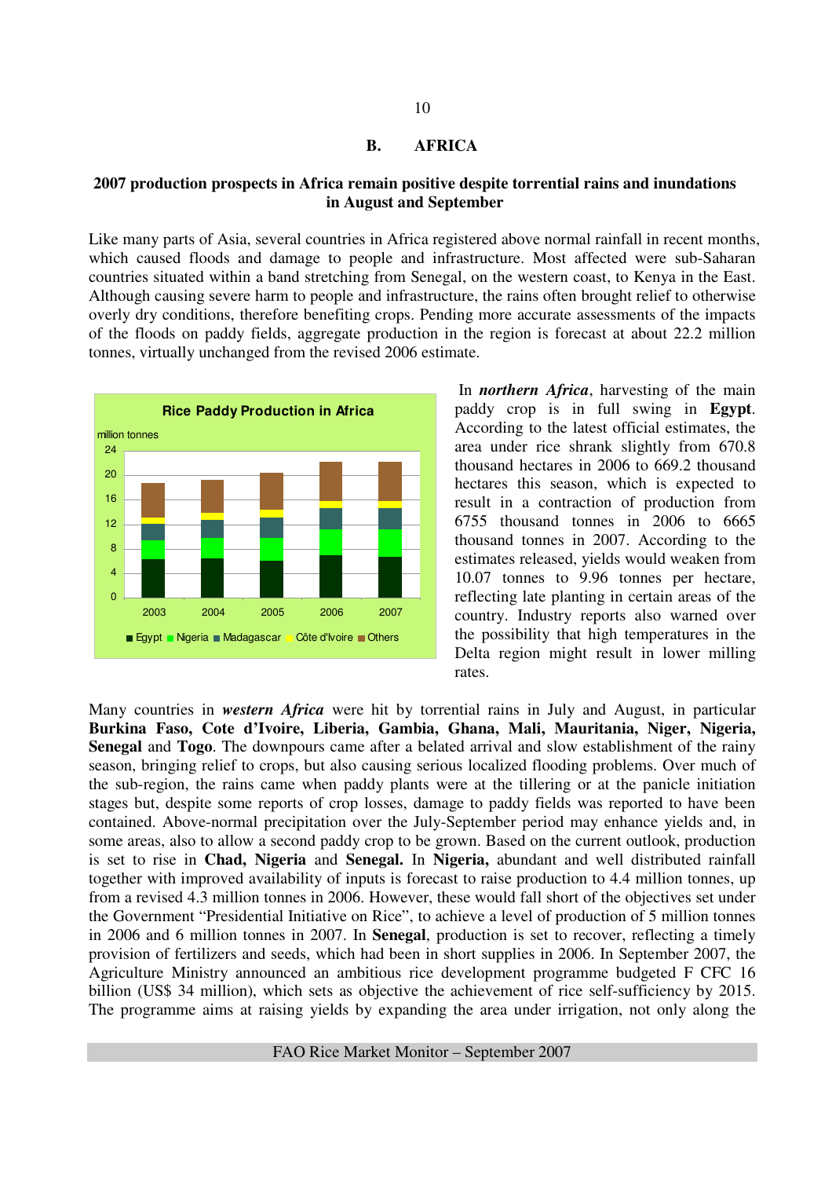## B. AFRICA

**2007 production prospects in Africa remain positive despite torrential rains and inundations in August and September**

Like many parts of Asia, several countries in Africa registered above normal rainfall in recent months, which caused floods and damage to people and infrastructure. Most affected were sub-Saharan countries situated within a band stretching from Senegal, on the western coast, to Kenya in the East. Although causing severe harm to people and infrastructure, the rains often brought relief to otherwise overly dry conditions, therefore benefiting crops. Pending more accurate assessments of the impacts of the floods on paddy fields, aggregate production in the region is forecast at about 22.2 million tonnes, virtually unchanged from the revised 2006 estimate.

Rice Paddy Production in Africa

In ***northern Africa***, harvesting of the main paddy crop is in full swing in **Egypt**. According to the latest official estimates, the area under rice shrank slightly from 670.8 thousand hectares in 2006 to 669.2 thousand hectares this season, which is expected to result in a contraction of production from 6755 thousand tonnes in 2006 to 6665 thousand tonnes in 2007. According to the estimates released, yields would weaken from 10.07 tonnes to 9.96 tonnes per hectare, reflecting late planting in certain areas of the country. Industry reports also warned over the possibility that high temperatures in the Delta region might result in lower milling rates.

Many countries in ***western Africa*** were hit by torrential rains in July and August, in particular **Burkina Faso, Cote d'Ivoire, Liberia, Gambia, Ghana, Mali, Mauritania, Niger, Nigeria, Senegal** and **Togo**. The downpours came after a belated arrival and slow establishment of the rainy season, bringing relief to crops, but also causing serious localized flooding problems. Over much of the sub-region, the rains came when paddy plants were at the tillering or at the panicle initiation stages but, despite some reports of crop losses, damage to paddy fields was reported to have been contained. Above-normal precipitation over the July-September period may enhance yields and, in some areas, also to allow a second paddy crop to be grown. Based on the current outlook, production is set to rise in **Chad, Nigeria** and **Senegal.** In **Nigeria,** abundant and well distributed rainfall together with improved availability of inputs is forecast to raise production to 4.4 million tonnes, up from a revised 4.3 million tonnes in 2006. However, these would fall short of the objectives set under the Government "Presidential Initiative on Rice", to achieve a level of production of 5 million tonnes in 2006 and 6 million tonnes in 2007. In **Senegal**, production is set to recover, reflecting a timely provision of fertilizers and seeds, which had been in short supplies in 2006. In September 2007, the Agriculture Ministry announced an ambitious rice development programme budgeted F CFC 16 billion (US$ 34 million), which sets as objective the achievement of rice self-sufficiency by 2015. The programme aims at raising yields by expanding the area under irrigation, not only along the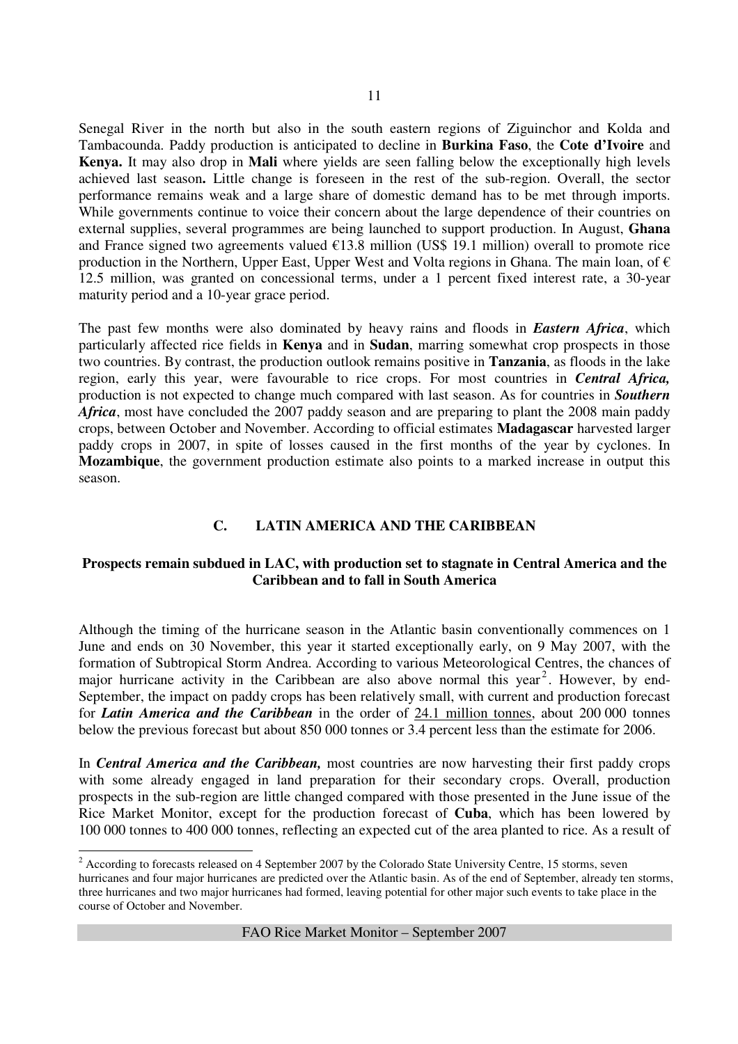Senegal River in the north but also in the south eastern regions of Ziguinchor and Kolda and Tambacounda. Paddy production is anticipated to decline in **Burkina Faso**, the **Cote d'Ivoire** and **Kenya.** It may also drop in **Mali** where yields are seen falling below the exceptionally high levels achieved last season**.** Little change is foreseen in the rest of the sub-region. Overall, the sector performance remains weak and a large share of domestic demand has to be met through imports. While governments continue to voice their concern about the large dependence of their countries on external supplies, several programmes are being launched to support production. In August, **Ghana** and France signed two agreements valued €13.8 million (US$ 19.1 million) overall to promote rice production in the Northern, Upper East, Upper West and Volta regions in Ghana. The main loan, of € 12.5 million, was granted on concessional terms, under a 1 percent fixed interest rate, a 30-year maturity period and a 10-year grace period.

The past few months were also dominated by heavy rains and floods in ***Eastern Africa***, which particularly affected rice fields in **Kenya** and in **Sudan**, marring somewhat crop prospects in those two countries. By contrast, the production outlook remains positive in **Tanzania**, as floods in the lake region, early this year, were favourable to rice crops. For most countries in ***Central Africa,*** production is not expected to change much compared with last season. As for countries in ***Southern Africa***, most have concluded the 2007 paddy season and are preparing to plant the 2008 main paddy crops, between October and November. According to official estimates **Madagascar** harvested larger paddy crops in 2007, in spite of losses caused in the first months of the year by cyclones. In **Mozambique**, the government production estimate also points to a marked increase in output this season.

## C. LATIN AMERICA AND THE CARIBBEAN

### Prospects remain subdued in LAC, with production set to stagnate in Central America and the Caribbean and to fall in South America

Although the timing of the hurricane season in the Atlantic basin conventionally commences on 1 June and ends on 30 November, this year it started exceptionally early, on 9 May 2007, with the formation of Subtropical Storm Andrea. According to various Meteorological Centres, the chances of major hurricane activity in the Caribbean are also above normal this year[2]. However, by end-September, the impact on paddy crops has been relatively small, with current and production forecast for ***Latin America and the Caribbean*** in the order of 24.1 million tonnes, about 200 000 tonnes below the previous forecast but about 850 000 tonnes or 3.4 percent less than the estimate for 2006.

In ***Central America and the Caribbean,*** most countries are now harvesting their first paddy crops with some already engaged in land preparation for their secondary crops. Overall, production prospects in the sub-region are little changed compared with those presented in the June issue of the Rice Market Monitor, except for the production forecast of **Cuba**, which has been lowered by 100 000 tonnes to 400 000 tonnes, reflecting an expected cut of the area planted to rice. As a result of

[2] According to forecasts released on 4 September 2007 by the Colorado State University Centre, 15 storms, seven hurricanes and four major hurricanes are predicted over the Atlantic basin. As of the end of September, already ten storms, three hurricanes and two major hurricanes had formed, leaving potential for other major such events to take place in the course of October and November.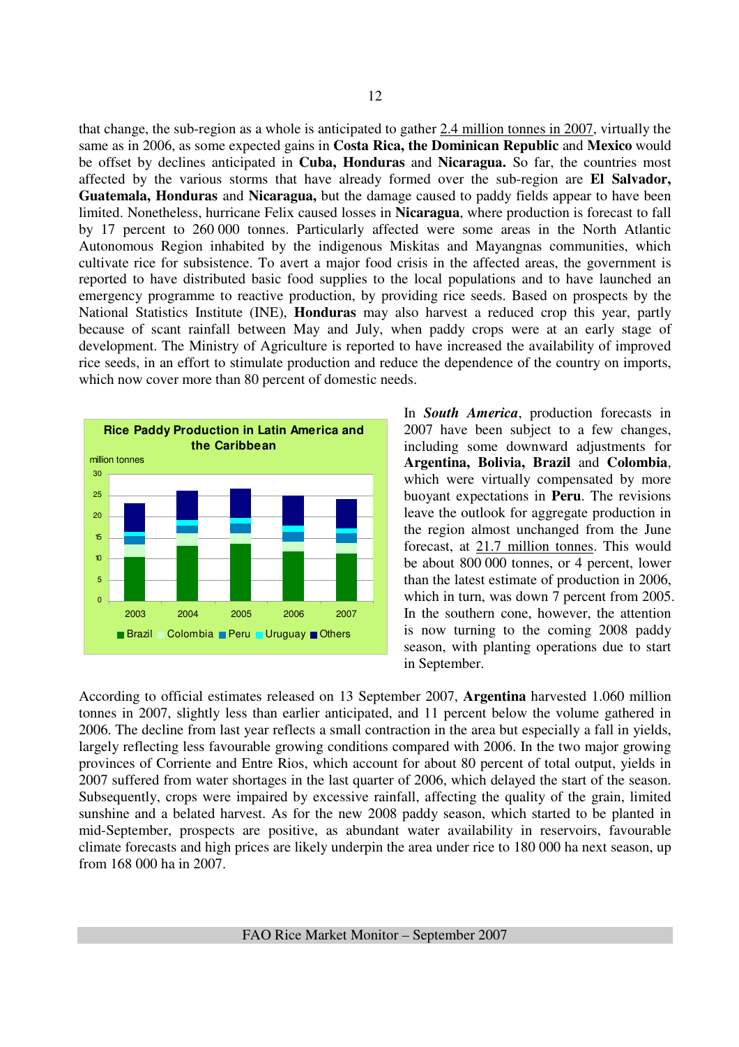that change, the sub-region as a whole is anticipated to gather 2.4 million tonnes in 2007, virtually the same as in 2006, as some expected gains in **Costa Rica, the Dominican Republic** and **Mexico** would be offset by declines anticipated in **Cuba, Honduras** and **Nicaragua.** So far, the countries most affected by the various storms that have already formed over the sub-region are **El Salvador, Guatemala, Honduras** and **Nicaragua,** but the damage caused to paddy fields appear to have been limited. Nonetheless, hurricane Felix caused losses in **Nicaragua**, where production is forecast to fall by 17 percent to 260 000 tonnes. Particularly affected were some areas in the North Atlantic Autonomous Region inhabited by the indigenous Miskitas and Mayangnas communities, which cultivate rice for subsistence. To avert a major food crisis in the affected areas, the government is reported to have distributed basic food supplies to the local populations and to have launched an emergency programme to reactive production, by providing rice seeds. Based on prospects by the National Statistics Institute (INE), **Honduras** may also harvest a reduced crop this year, partly because of scant rainfall between May and July, when paddy crops were at an early stage of development. The Ministry of Agriculture is reported to have increased the availability of improved rice seeds, in an effort to stimulate production and reduce the dependence of the country on imports, which now cover more than 80 percent of domestic needs.

**Rice Paddy Production in Latin America and the Caribbean**

million tonnes

2003 2004 2005 2006 2007

Brazil, Colombia, Peru, Uruguay, Others

In ***South America***, production forecasts in 2007 have been subject to a few changes, including some downward adjustments for **Argentina, Bolivia, Brazil** and **Colombia**, which were virtually compensated by more buoyant expectations in **Peru**. The revisions leave the outlook for aggregate production in the region almost unchanged from the June forecast, at 21.7 million tonnes. This would be about 800 000 tonnes, or 4 percent, lower than the latest estimate of production in 2006, which in turn, was down 7 percent from 2005. In the southern cone, however, the attention is now turning to the coming 2008 paddy season, with planting operations due to start in September.

According to official estimates released on 13 September 2007, **Argentina** harvested 1.060 million tonnes in 2007, slightly less than earlier anticipated, and 11 percent below the volume gathered in 2006. The decline from last year reflects a small contraction in the area but especially a fall in yields, largely reflecting less favourable growing conditions compared with 2006. In the two major growing provinces of Corriente and Entre Rios, which account for about 80 percent of total output, yields in 2007 suffered from water shortages in the last quarter of 2006, which delayed the start of the season. Subsequently, crops were impaired by excessive rainfall, affecting the quality of the grain, limited sunshine and a belated harvest. As for the new 2008 paddy season, which started to be planted in mid-September, prospects are positive, as abundant water availability in reservoirs, favourable climate forecasts and high prices are likely underpin the area under rice to 180 000 ha next season, up from 168 000 ha in 2007.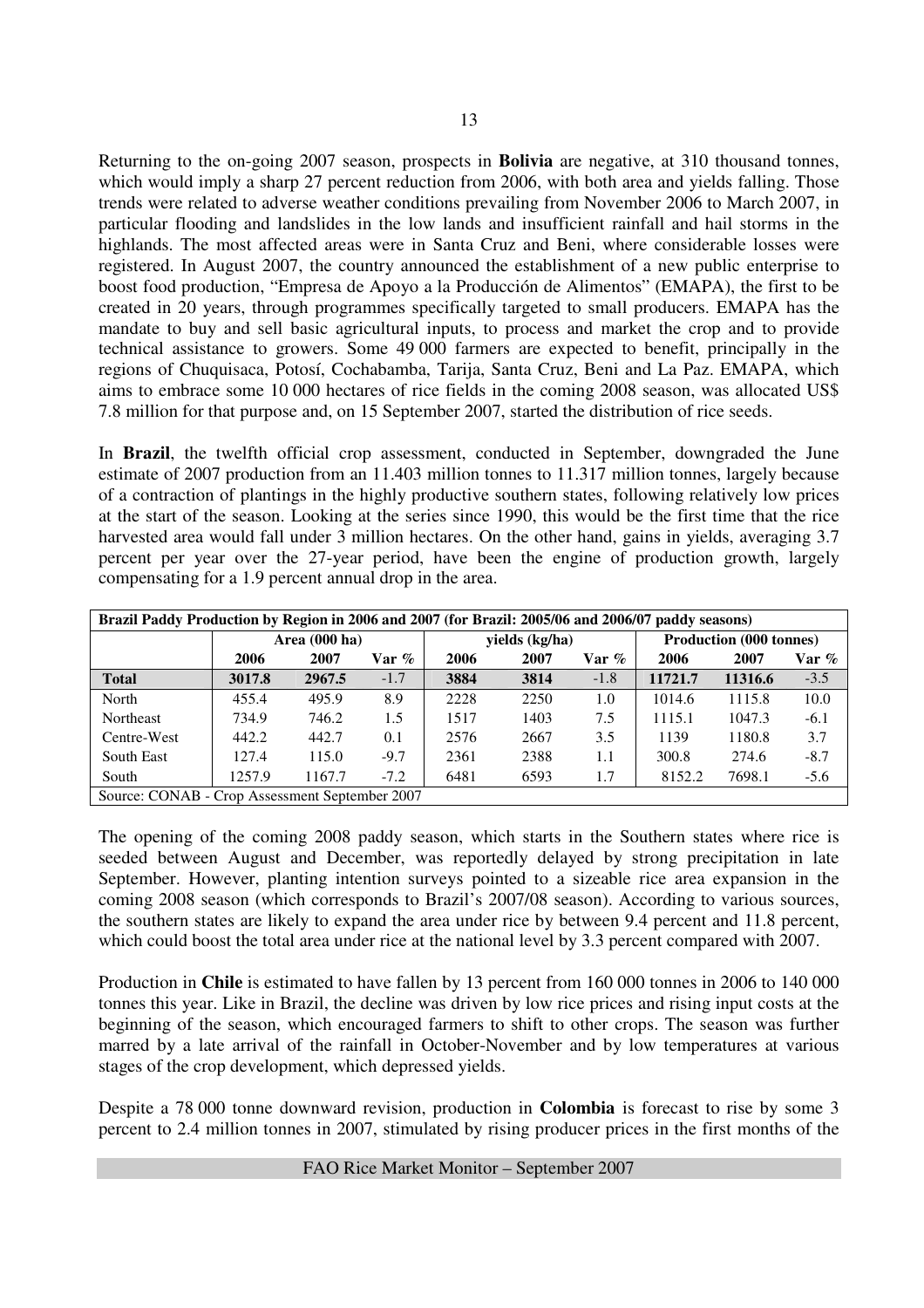Returning to the on-going 2007 season, prospects in **Bolivia** are negative, at 310 thousand tonnes, which would imply a sharp 27 percent reduction from 2006, with both area and yields falling. Those trends were related to adverse weather conditions prevailing from November 2006 to March 2007, in particular flooding and landslides in the low lands and insufficient rainfall and hail storms in the highlands. The most affected areas were in Santa Cruz and Beni, where considerable losses were registered. In August 2007, the country announced the establishment of a new public enterprise to boost food production, "Empresa de Apoyo a la Producción de Alimentos" (EMAPA), the first to be created in 20 years, through programmes specifically targeted to small producers. EMAPA has the mandate to buy and sell basic agricultural inputs, to process and market the crop and to provide technical assistance to growers. Some 49 000 farmers are expected to benefit, principally in the regions of Chuquisaca, Potosí, Cochabamba, Tarija, Santa Cruz, Beni and La Paz. EMAPA, which aims to embrace some 10 000 hectares of rice fields in the coming 2008 season, was allocated US$ 7.8 million for that purpose and, on 15 September 2007, started the distribution of rice seeds.

In **Brazil**, the twelfth official crop assessment, conducted in September, downgraded the June estimate of 2007 production from an 11.403 million tonnes to 11.317 million tonnes, largely because of a contraction of plantings in the highly productive southern states, following relatively low prices at the start of the season. Looking at the series since 1990, this would be the first time that the rice harvested area would fall under 3 million hectares. On the other hand, gains in yields, averaging 3.7 percent per year over the 27-year period, have been the engine of production growth, largely compensating for a 1.9 percent annual drop in the area.

| **Brazil Paddy Production by Region in 2006 and 2007 (for Brazil: 2005/06 and 2006/07 paddy seasons)** | | | | | | | | | |
|---|---|---|---|---|---|---|---|---|---|
| | **Area (000 ha)** | | | **yields (kg/ha)** | | | **Production (000 tonnes)** | | |
| | **2006** | **2007** | **Var %** | **2006** | **2007** | **Var %** | **2006** | **2007** | **Var %** |
| **Total** | **3017.8** | **2967.5** | **-1.7** | **3884** | **3814** | **-1.8** | **11721.7** | **11316.6** | **-3.5** |
| North | 455.4 | 495.9 | 8.9 | 2228 | 2250 | 1.0 | 1014.6 | 1115.8 | 10.0 |
| Northeast | 734.9 | 746.2 | 1.5 | 1517 | 1403 | 7.5 | 1115.1 | 1047.3 | -6.1 |
| Centre-West | 442.2 | 442.7 | 0.1 | 2576 | 2667 | 3.5 | 1139 | 1180.8 | 3.7 |
| South East | 127.4 | 115.0 | -9.7 | 2361 | 2388 | 1.1 | 300.8 | 274.6 | -8.7 |
| South | 1257.9 | 1167.7 | -7.2 | 6481 | 6593 | 1.7 | 8152.2 | 7698.1 | -5.6 |
| Source: CONAB - Crop Assessment September 2007 | | | | | | | | | |

The opening of the coming 2008 paddy season, which starts in the Southern states where rice is seeded between August and December, was reportedly delayed by strong precipitation in late September. However, planting intention surveys pointed to a sizeable rice area expansion in the coming 2008 season (which corresponds to Brazil's 2007/08 season). According to various sources, the southern states are likely to expand the area under rice by between 9.4 percent and 11.8 percent, which could boost the total area under rice at the national level by 3.3 percent compared with 2007.

Production in **Chile** is estimated to have fallen by 13 percent from 160 000 tonnes in 2006 to 140 000 tonnes this year. Like in Brazil, the decline was driven by low rice prices and rising input costs at the beginning of the season, which encouraged farmers to shift to other crops. The season was further marred by a late arrival of the rainfall in October-November and by low temperatures at various stages of the crop development, which depressed yields.

Despite a 78 000 tonne downward revision, production in **Colombia** is forecast to rise by some 3 percent to 2.4 million tonnes in 2007, stimulated by rising producer prices in the first months of the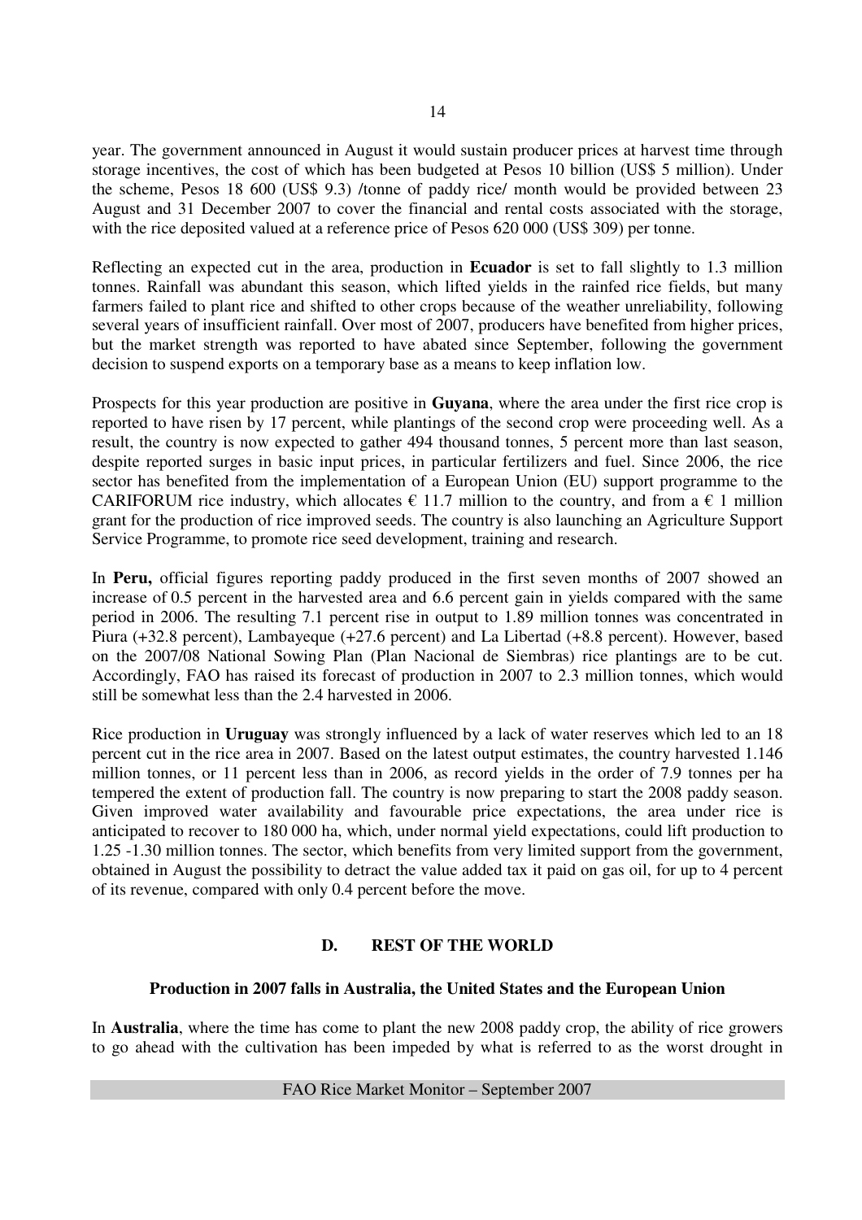year. The government announced in August it would sustain producer prices at harvest time through storage incentives, the cost of which has been budgeted at Pesos 10 billion (US$ 5 million). Under the scheme, Pesos 18 600 (US$ 9.3) /tonne of paddy rice/ month would be provided between 23 August and 31 December 2007 to cover the financial and rental costs associated with the storage, with the rice deposited valued at a reference price of Pesos 620 000 (US$ 309) per tonne.

Reflecting an expected cut in the area, production in **Ecuador** is set to fall slightly to 1.3 million tonnes. Rainfall was abundant this season, which lifted yields in the rainfed rice fields, but many farmers failed to plant rice and shifted to other crops because of the weather unreliability, following several years of insufficient rainfall. Over most of 2007, producers have benefited from higher prices, but the market strength was reported to have abated since September, following the government decision to suspend exports on a temporary base as a means to keep inflation low.

Prospects for this year production are positive in **Guyana**, where the area under the first rice crop is reported to have risen by 17 percent, while plantings of the second crop were proceeding well. As a result, the country is now expected to gather 494 thousand tonnes, 5 percent more than last season, despite reported surges in basic input prices, in particular fertilizers and fuel. Since 2006, the rice sector has benefited from the implementation of a European Union (EU) support programme to the CARIFORUM rice industry, which allocates € 11.7 million to the country, and from a € 1 million grant for the production of rice improved seeds. The country is also launching an Agriculture Support Service Programme, to promote rice seed development, training and research.

In **Peru,** official figures reporting paddy produced in the first seven months of 2007 showed an increase of 0.5 percent in the harvested area and 6.6 percent gain in yields compared with the same period in 2006. The resulting 7.1 percent rise in output to 1.89 million tonnes was concentrated in Piura (+32.8 percent), Lambayeque (+27.6 percent) and La Libertad (+8.8 percent). However, based on the 2007/08 National Sowing Plan (Plan Nacional de Siembras) rice plantings are to be cut. Accordingly, FAO has raised its forecast of production in 2007 to 2.3 million tonnes, which would still be somewhat less than the 2.4 harvested in 2006.

Rice production in **Uruguay** was strongly influenced by a lack of water reserves which led to an 18 percent cut in the rice area in 2007. Based on the latest output estimates, the country harvested 1.146 million tonnes, or 11 percent less than in 2006, as record yields in the order of 7.9 tonnes per ha tempered the extent of production fall. The country is now preparing to start the 2008 paddy season. Given improved water availability and favourable price expectations, the area under rice is anticipated to recover to 180 000 ha, which, under normal yield expectations, could lift production to 1.25 -1.30 million tonnes. The sector, which benefits from very limited support from the government, obtained in August the possibility to detract the value added tax it paid on gas oil, for up to 4 percent of its revenue, compared with only 0.4 percent before the move.

## D. REST OF THE WORLD

### Production in 2007 falls in Australia, the United States and the European Union

In **Australia**, where the time has come to plant the new 2008 paddy crop, the ability of rice growers to go ahead with the cultivation has been impeded by what is referred to as the worst drought in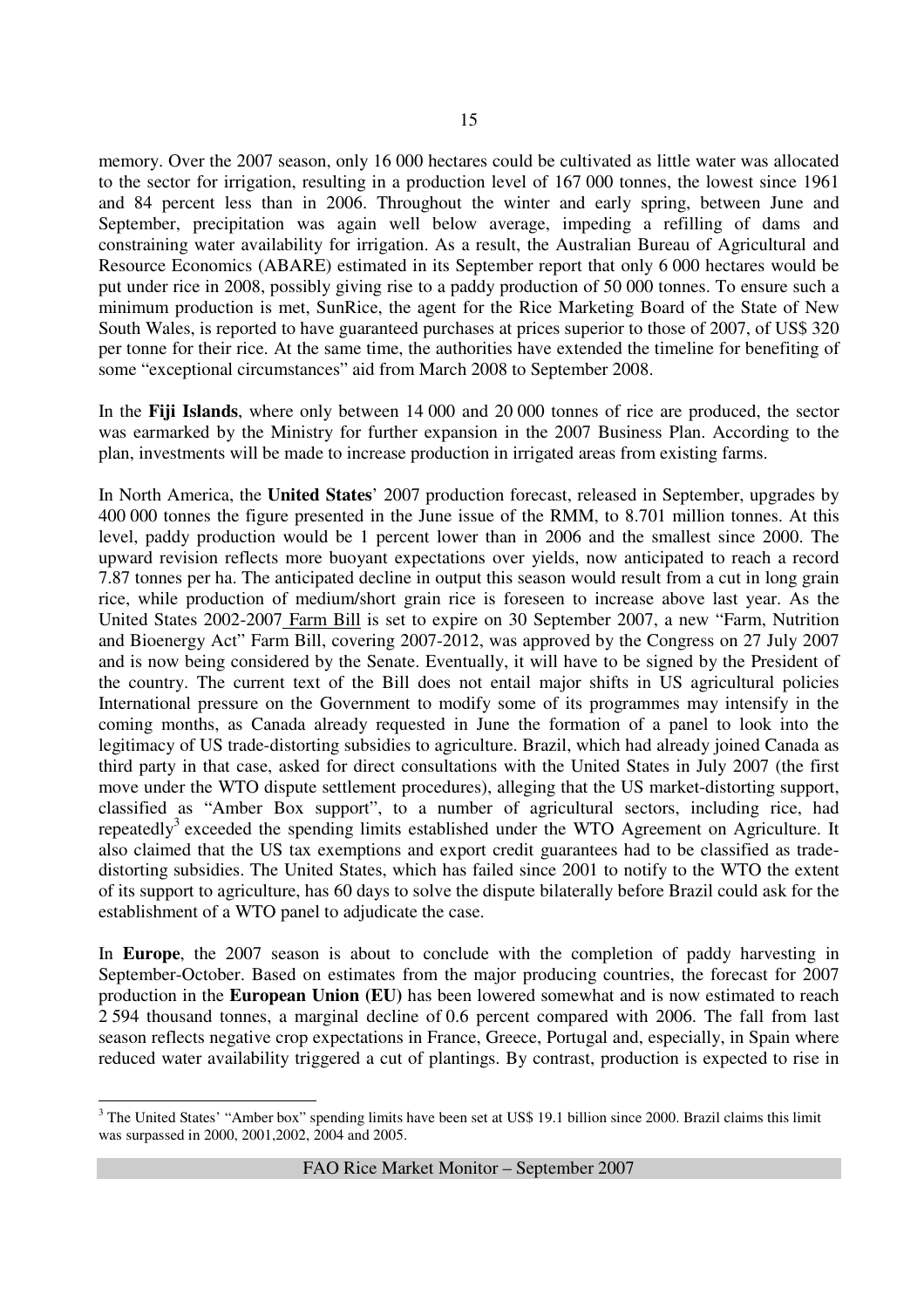memory. Over the 2007 season, only 16 000 hectares could be cultivated as little water was allocated to the sector for irrigation, resulting in a production level of 167 000 tonnes, the lowest since 1961 and 84 percent less than in 2006. Throughout the winter and early spring, between June and September, precipitation was again well below average, impeding a refilling of dams and constraining water availability for irrigation. As a result, the Australian Bureau of Agricultural and Resource Economics (ABARE) estimated in its September report that only 6 000 hectares would be put under rice in 2008, possibly giving rise to a paddy production of 50 000 tonnes. To ensure such a minimum production is met, SunRice, the agent for the Rice Marketing Board of the State of New South Wales, is reported to have guaranteed purchases at prices superior to those of 2007, of US$ 320 per tonne for their rice. At the same time, the authorities have extended the timeline for benefiting of some "exceptional circumstances" aid from March 2008 to September 2008.

In the **Fiji Islands**, where only between 14 000 and 20 000 tonnes of rice are produced, the sector was earmarked by the Ministry for further expansion in the 2007 Business Plan. According to the plan, investments will be made to increase production in irrigated areas from existing farms.

In North America, the **United States**' 2007 production forecast, released in September, upgrades by 400 000 tonnes the figure presented in the June issue of the RMM, to 8.701 million tonnes. At this level, paddy production would be 1 percent lower than in 2006 and the smallest since 2000. The upward revision reflects more buoyant expectations over yields, now anticipated to reach a record 7.87 tonnes per ha. The anticipated decline in output this season would result from a cut in long grain rice, while production of medium/short grain rice is foreseen to increase above last year. As the United States 2002-2007 Farm Bill is set to expire on 30 September 2007, a new "Farm, Nutrition and Bioenergy Act" Farm Bill, covering 2007-2012, was approved by the Congress on 27 July 2007 and is now being considered by the Senate. Eventually, it will have to be signed by the President of the country. The current text of the Bill does not entail major shifts in US agricultural policies International pressure on the Government to modify some of its programmes may intensify in the coming months, as Canada already requested in June the formation of a panel to look into the legitimacy of US trade-distorting subsidies to agriculture. Brazil, which had already joined Canada as third party in that case, asked for direct consultations with the United States in July 2007 (the first move under the WTO dispute settlement procedures), alleging that the US market-distorting support, classified as "Amber Box support", to a number of agricultural sectors, including rice, had repeatedly[3] exceeded the spending limits established under the WTO Agreement on Agriculture. It also claimed that the US tax exemptions and export credit guarantees had to be classified as trade-distorting subsidies. The United States, which has failed since 2001 to notify to the WTO the extent of its support to agriculture, has 60 days to solve the dispute bilaterally before Brazil could ask for the establishment of a WTO panel to adjudicate the case.

In **Europe**, the 2007 season is about to conclude with the completion of paddy harvesting in September-October. Based on estimates from the major producing countries, the forecast for 2007 production in the **European Union (EU)** has been lowered somewhat and is now estimated to reach 2 594 thousand tonnes, a marginal decline of 0.6 percent compared with 2006. The fall from last season reflects negative crop expectations in France, Greece, Portugal and, especially, in Spain where reduced water availability triggered a cut of plantings. By contrast, production is expected to rise in

[3] The United States' "Amber box" spending limits have been set at US$ 19.1 billion since 2000. Brazil claims this limit was surpassed in 2000, 2001,2002, 2004 and 2005.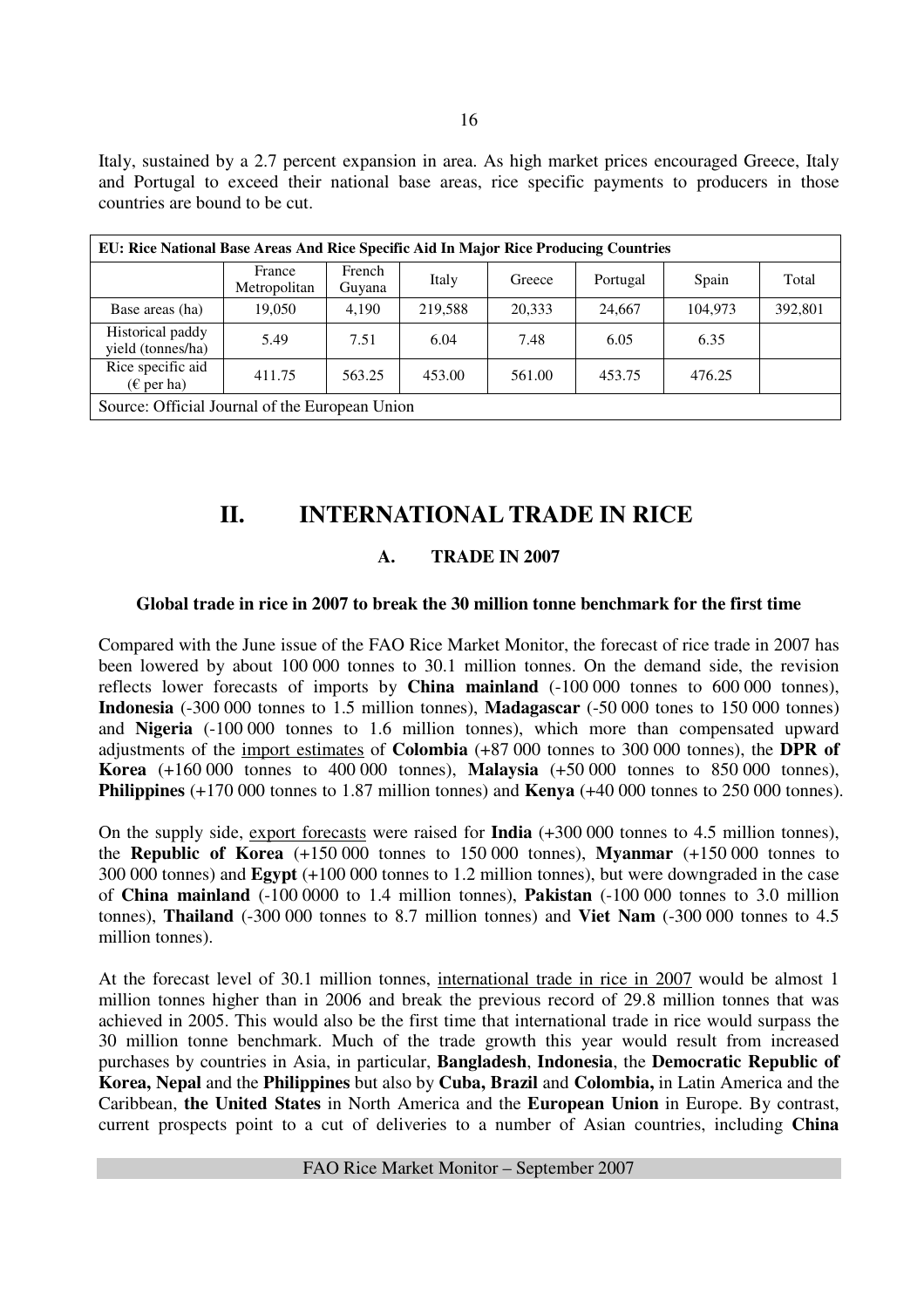Italy, sustained by a 2.7 percent expansion in area. As high market prices encouraged Greece, Italy and Portugal to exceed their national base areas, rice specific payments to producers in those countries are bound to be cut.

| EU: Rice National Base Areas And Rice Specific Aid In Major Rice Producing Countries | | | | | | | |
|---|---|---|---|---|---|---|---|
| | France Metropolitan | French Guyana | Italy | Greece | Portugal | Spain | Total |
| Base areas (ha) | 19,050 | 4,190 | 219,588 | 20,333 | 24,667 | 104,973 | 392,801 |
| Historical paddy yield (tonnes/ha) | 5.49 | 7.51 | 6.04 | 7.48 | 6.05 | 6.35 | |
| Rice specific aid (€ per ha) | 411.75 | 563.25 | 453.00 | 561.00 | 453.75 | 476.25 | |
| Source: Official Journal of the European Union | | | | | | | |

# II. INTERNATIONAL TRADE IN RICE

## A. TRADE IN 2007

### Global trade in rice in 2007 to break the 30 million tonne benchmark for the first time

Compared with the June issue of the FAO Rice Market Monitor, the forecast of rice trade in 2007 has been lowered by about 100 000 tonnes to 30.1 million tonnes. On the demand side, the revision reflects lower forecasts of imports by **China mainland** (-100 000 tonnes to 600 000 tonnes), **Indonesia** (-300 000 tonnes to 1.5 million tonnes), **Madagascar** (-50 000 tones to 150 000 tonnes) and **Nigeria** (-100 000 tonnes to 1.6 million tonnes), which more than compensated upward adjustments of the import estimates of **Colombia** (+87 000 tonnes to 300 000 tonnes), the **DPR of Korea** (+160 000 tonnes to 400 000 tonnes), **Malaysia** (+50 000 tonnes to 850 000 tonnes), **Philippines** (+170 000 tonnes to 1.87 million tonnes) and **Kenya** (+40 000 tonnes to 250 000 tonnes).

On the supply side, export forecasts were raised for **India** (+300 000 tonnes to 4.5 million tonnes), the **Republic of Korea** (+150 000 tonnes to 150 000 tonnes), **Myanmar** (+150 000 tonnes to 300 000 tonnes) and **Egypt** (+100 000 tonnes to 1.2 million tonnes), but were downgraded in the case of **China mainland** (-100 0000 to 1.4 million tonnes), **Pakistan** (-100 000 tonnes to 3.0 million tonnes), **Thailand** (-300 000 tonnes to 8.7 million tonnes) and **Viet Nam** (-300 000 tonnes to 4.5 million tonnes).

At the forecast level of 30.1 million tonnes, international trade in rice in 2007 would be almost 1 million tonnes higher than in 2006 and break the previous record of 29.8 million tonnes that was achieved in 2005. This would also be the first time that international trade in rice would surpass the 30 million tonne benchmark. Much of the trade growth this year would result from increased purchases by countries in Asia, in particular, **Bangladesh**, **Indonesia**, the **Democratic Republic of Korea, Nepal** and the **Philippines** but also by **Cuba, Brazil** and **Colombia,** in Latin America and the Caribbean, **the United States** in North America and the **European Union** in Europe. By contrast, current prospects point to a cut of deliveries to a number of Asian countries, including **China**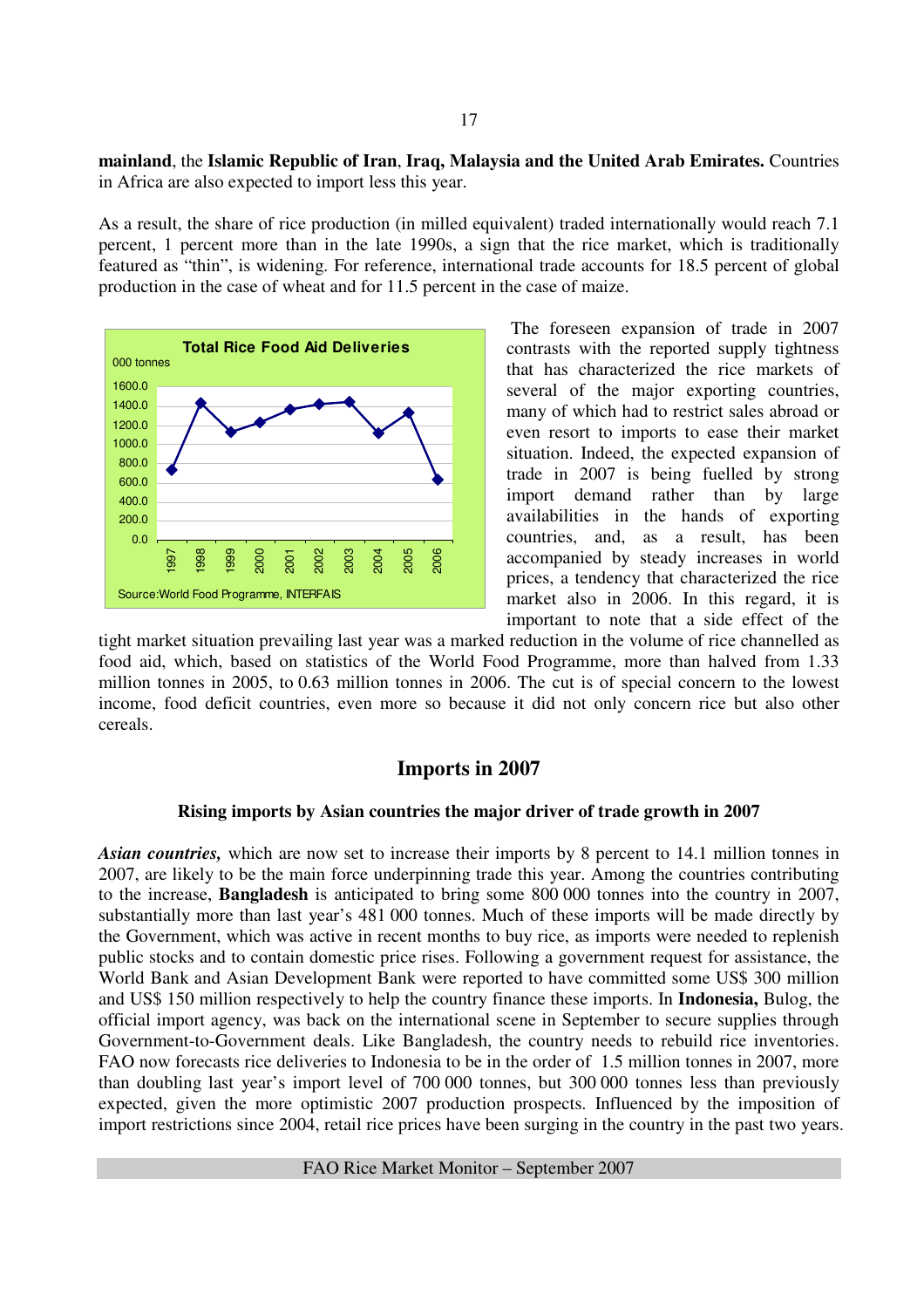**mainland**, the **Islamic Republic of Iran**, **Iraq, Malaysia and the United Arab Emirates.** Countries in Africa are also expected to import less this year.

As a result, the share of rice production (in milled equivalent) traded internationally would reach 7.1 percent, 1 percent more than in the late 1990s, a sign that the rice market, which is traditionally featured as "thin", is widening. For reference, international trade accounts for 18.5 percent of global production in the case of wheat and for 11.5 percent in the case of maize.

**Total Rice Food Aid Deliveries**

000 tonnes

Source: World Food Programme, INTERFAIS

The foreseen expansion of trade in 2007 contrasts with the reported supply tightness that has characterized the rice markets of several of the major exporting countries, many of which had to restrict sales abroad or even resort to imports to ease their market situation. Indeed, the expected expansion of trade in 2007 is being fuelled by strong import demand rather than by large availabilities in the hands of exporting countries, and, as a result, has been accompanied by steady increases in world prices, a tendency that characterized the rice market also in 2006. In this regard, it is important to note that a side effect of the tight market situation prevailing last year was a marked reduction in the volume of rice channelled as food aid, which, based on statistics of the World Food Programme, more than halved from 1.33 million tonnes in 2005, to 0.63 million tonnes in 2006. The cut is of special concern to the lowest income, food deficit countries, even more so because it did not only concern rice but also other cereals.

## Imports in 2007

### Rising imports by Asian countries the major driver of trade growth in 2007

***Asian countries,*** which are now set to increase their imports by 8 percent to 14.1 million tonnes in 2007, are likely to be the main force underpinning trade this year. Among the countries contributing to the increase, **Bangladesh** is anticipated to bring some 800 000 tonnes into the country in 2007, substantially more than last year's 481 000 tonnes. Much of these imports will be made directly by the Government, which was active in recent months to buy rice, as imports were needed to replenish public stocks and to contain domestic price rises. Following a government request for assistance, the World Bank and Asian Development Bank were reported to have committed some US$ 300 million and US$ 150 million respectively to help the country finance these imports. In **Indonesia,** Bulog, the official import agency, was back on the international scene in September to secure supplies through Government-to-Government deals. Like Bangladesh, the country needs to rebuild rice inventories. FAO now forecasts rice deliveries to Indonesia to be in the order of 1.5 million tonnes in 2007, more than doubling last year's import level of 700 000 tonnes, but 300 000 tonnes less than previously expected, given the more optimistic 2007 production prospects. Influenced by the imposition of import restrictions since 2004, retail rice prices have been surging in the country in the past two years.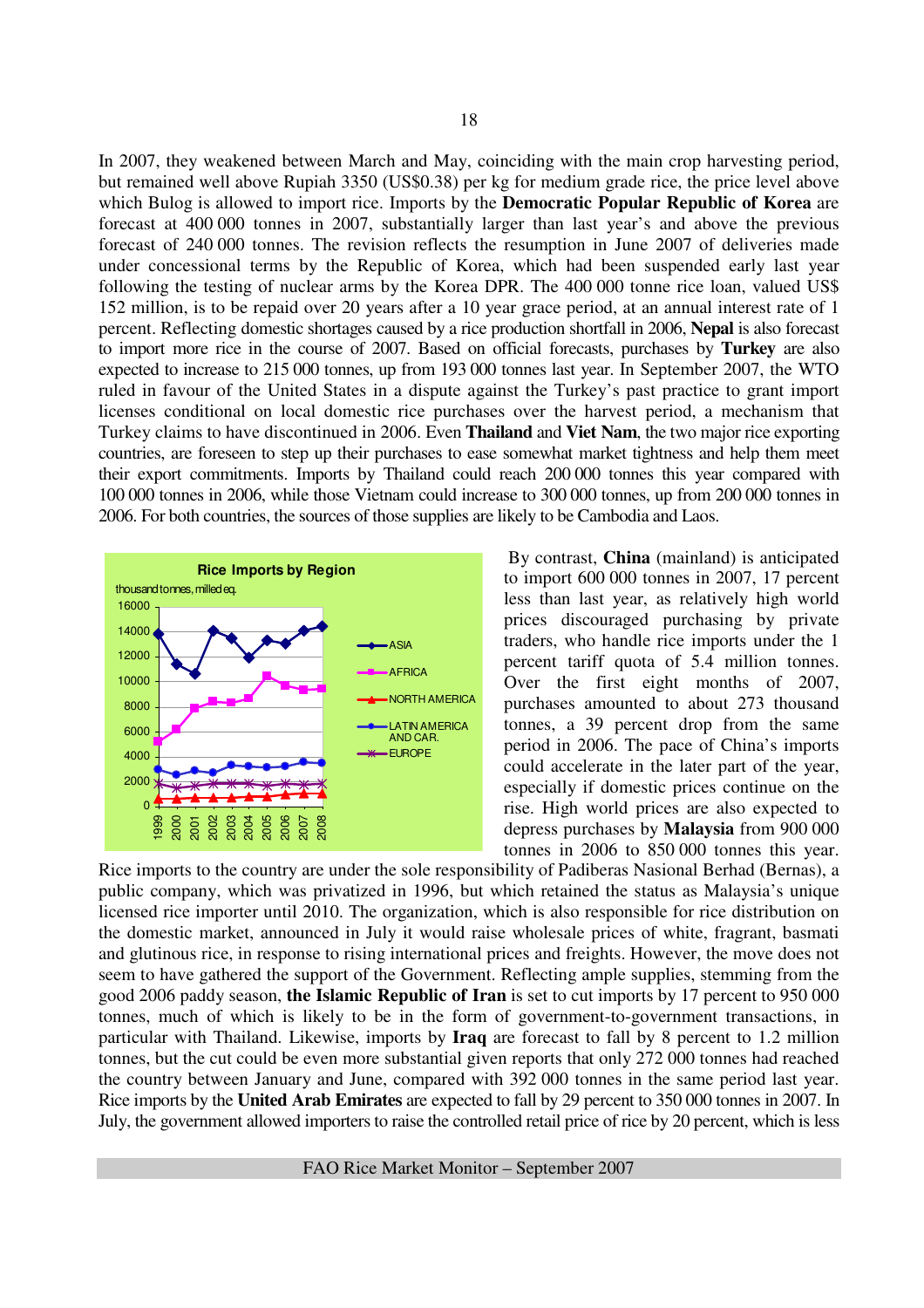In 2007, they weakened between March and May, coinciding with the main crop harvesting period, but remained well above Rupiah 3350 (US$0.38) per kg for medium grade rice, the price level above which Bulog is allowed to import rice. Imports by the **Democratic Popular Republic of Korea** are forecast at 400 000 tonnes in 2007, substantially larger than last year's and above the previous forecast of 240 000 tonnes. The revision reflects the resumption in June 2007 of deliveries made under concessional terms by the Republic of Korea, which had been suspended early last year following the testing of nuclear arms by the Korea DPR. The 400 000 tonne rice loan, valued US$ 152 million, is to be repaid over 20 years after a 10 year grace period, at an annual interest rate of 1 percent. Reflecting domestic shortages caused by a rice production shortfall in 2006, **Nepal** is also forecast to import more rice in the course of 2007. Based on official forecasts, purchases by **Turkey** are also expected to increase to 215 000 tonnes, up from 193 000 tonnes last year. In September 2007, the WTO ruled in favour of the United States in a dispute against the Turkey's past practice to grant import licenses conditional on local domestic rice purchases over the harvest period, a mechanism that Turkey claims to have discontinued in 2006. Even **Thailand** and **Viet Nam**, the two major rice exporting countries, are foreseen to step up their purchases to ease somewhat market tightness and help them meet their export commitments. Imports by Thailand could reach 200 000 tonnes this year compared with 100 000 tonnes in 2006, while those Vietnam could increase to 300 000 tonnes, up from 200 000 tonnes in 2006. For both countries, the sources of those supplies are likely to be Cambodia and Laos.

**Rice Imports by Region**

thousand tonnes, milled eq.

(Chart: Asia, Africa, North America, Latin America and Car., Europe; 1999–2008)

By contrast, **China** (mainland) is anticipated to import 600 000 tonnes in 2007, 17 percent less than last year, as relatively high world prices discouraged purchasing by private traders, who handle rice imports under the 1 percent tariff quota of 5.4 million tonnes. Over the first eight months of 2007, purchases amounted to about 273 thousand tonnes, a 39 percent drop from the same period in 2006. The pace of China's imports could accelerate in the later part of the year, especially if domestic prices continue on the rise. High world prices are also expected to depress purchases by **Malaysia** from 900 000 tonnes in 2006 to 850 000 tonnes this year. Rice imports to the country are under the sole responsibility of Padiberas Nasional Berhad (Bernas), a public company, which was privatized in 1996, but which retained the status as Malaysia's unique licensed rice importer until 2010. The organization, which is also responsible for rice distribution on the domestic market, announced in July it would raise wholesale prices of white, fragrant, basmati and glutinous rice, in response to rising international prices and freights. However, the move does not seem to have gathered the support of the Government. Reflecting ample supplies, stemming from the good 2006 paddy season, **the Islamic Republic of Iran** is set to cut imports by 17 percent to 950 000 tonnes, much of which is likely to be in the form of government-to-government transactions, in particular with Thailand. Likewise, imports by **Iraq** are forecast to fall by 8 percent to 1.2 million tonnes, but the cut could be even more substantial given reports that only 272 000 tonnes had reached the country between January and June, compared with 392 000 tonnes in the same period last year. Rice imports by the **United Arab Emirates** are expected to fall by 29 percent to 350 000 tonnes in 2007. In July, the government allowed importers to raise the controlled retail price of rice by 20 percent, which is less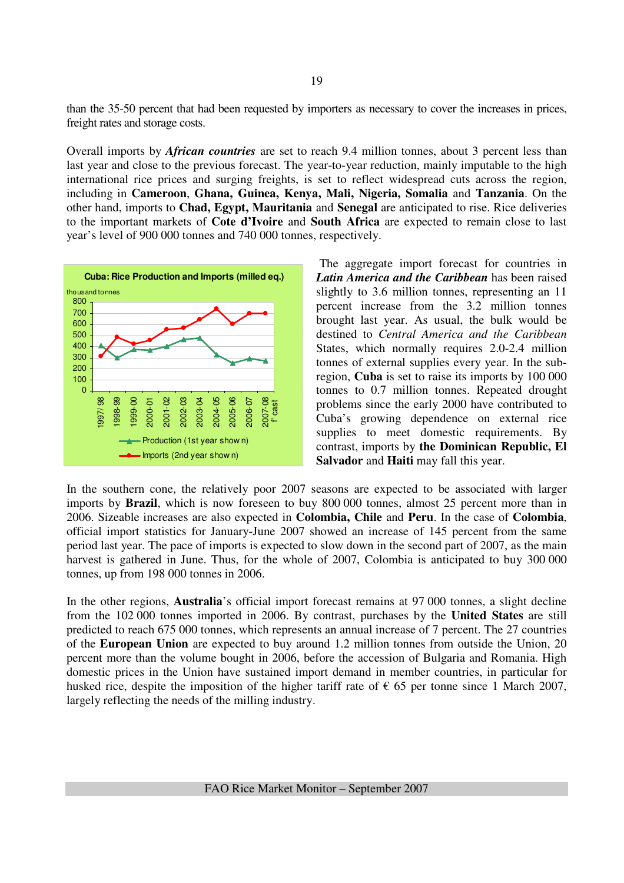than the 35-50 percent that had been requested by importers as necessary to cover the increases in prices, freight rates and storage costs.

Overall imports by ***African countries*** are set to reach 9.4 million tonnes, about 3 percent less than last year and close to the previous forecast. The year-to-year reduction, mainly imputable to the high international rice prices and surging freights, is set to reflect widespread cuts across the region, including in **Cameroon**, **Ghana, Guinea, Kenya, Mali, Nigeria, Somalia** and **Tanzania**. On the other hand, imports to **Chad, Egypt, Mauritania** and **Senegal** are anticipated to rise. Rice deliveries to the important markets of **Cote d'Ivoire** and **South Africa** are expected to remain close to last year's level of 900 000 tonnes and 740 000 tonnes, respectively.

**Cuba: Rice Production and Imports (milled eq.)**

thousand tonnes

| | 1997/98 | 1998-99 | 1999-00 | 2000-01 | 2001-02 | 2002-03 | 2003-04 | 2004-05 | 2005-06 | 2006-07 | 2007-08 f'cast |
|---|---|---|---|---|---|---|---|---|---|---|---|
| Production (1st year shown) | 410 | 300 | 375 | 370 | 400 | 460 | 475 | 325 | 250 | 290 | 275 |
| Imports (2nd year shown) | 320 | 490 | 425 | 460 | 560 | 570 | 650 | 740 | 610 | 700 | 700 |

The aggregate import forecast for countries in ***Latin America and the Caribbean*** has been raised slightly to 3.6 million tonnes, representing an 11 percent increase from the 3.2 million tonnes brought last year. As usual, the bulk would be destined to *Central America and the Caribbean* States, which normally requires 2.0-2.4 million tonnes of external supplies every year. In the sub-region, **Cuba** is set to raise its imports by 100 000 tonnes to 0.7 million tonnes. Repeated drought problems since the early 2000 have contributed to Cuba's growing dependence on external rice supplies to meet domestic requirements. By contrast, imports by **the Dominican Republic, El Salvador** and **Haiti** may fall this year.

In the southern cone, the relatively poor 2007 seasons are expected to be associated with larger imports by **Brazil**, which is now foreseen to buy 800 000 tonnes, almost 25 percent more than in 2006. Sizeable increases are also expected in **Colombia, Chile** and **Peru**. In the case of **Colombia**, official import statistics for January-June 2007 showed an increase of 145 percent from the same period last year. The pace of imports is expected to slow down in the second part of 2007, as the main harvest is gathered in June. Thus, for the whole of 2007, Colombia is anticipated to buy 300 000 tonnes, up from 198 000 tonnes in 2006.

In the other regions, **Australia**'s official import forecast remains at 97 000 tonnes, a slight decline from the 102 000 tonnes imported in 2006. By contrast, purchases by the **United States** are still predicted to reach 675 000 tonnes, which represents an annual increase of 7 percent. The 27 countries of the **European Union** are expected to buy around 1.2 million tonnes from outside the Union, 20 percent more than the volume bought in 2006, before the accession of Bulgaria and Romania. High domestic prices in the Union have sustained import demand in member countries, in particular for husked rice, despite the imposition of the higher tariff rate of € 65 per tonne since 1 March 2007, largely reflecting the needs of the milling industry.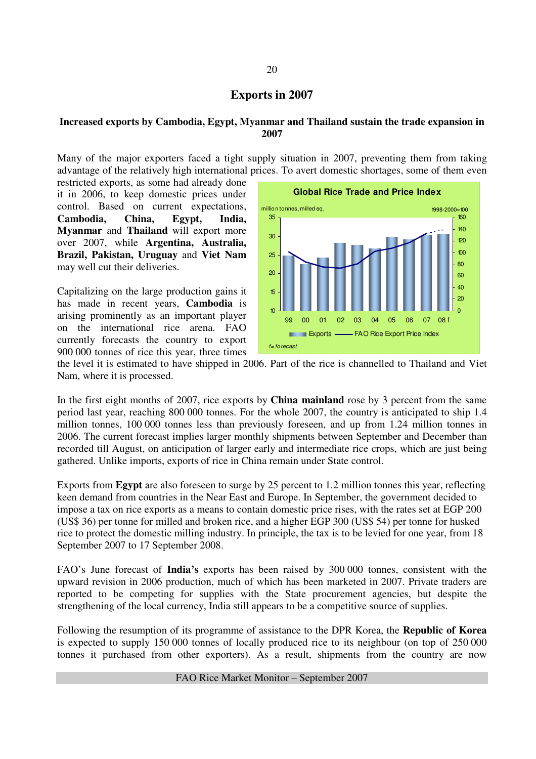## Exports in 2007

### Increased exports by Cambodia, Egypt, Myanmar and Thailand sustain the trade expansion in 2007

Many of the major exporters faced a tight supply situation in 2007, preventing them from taking advantage of the relatively high international prices. To avert domestic shortages, some of them even restricted exports, as some had already done it in 2006, to keep domestic prices under control. Based on current expectations, **Cambodia, China, Egypt, India, Myanmar** and **Thailand** will export more over 2007, while **Argentina, Australia, Brazil, Pakistan, Uruguay** and **Viet Nam** may well cut their deliveries.

Capitalizing on the large production gains it has made in recent years, **Cambodia** is arising prominently as an important player on the international rice arena. FAO currently forecasts the country to export 900 000 tonnes of rice this year, three times the level it is estimated to have shipped in 2006. Part of the rice is channelled to Thailand and Viet Nam, where it is processed.

In the first eight months of 2007, rice exports by **China mainland** rose by 3 percent from the same period last year, reaching 800 000 tonnes. For the whole 2007, the country is anticipated to ship 1.4 million tonnes, 100 000 tonnes less than previously foreseen, and up from 1.24 million tonnes in 2006. The current forecast implies larger monthly shipments between September and December than recorded till August, on anticipation of larger early and intermediate rice crops, which are just being gathered. Unlike imports, exports of rice in China remain under State control.

Exports from **Egypt** are also foreseen to surge by 25 percent to 1.2 million tonnes this year, reflecting keen demand from countries in the Near East and Europe. In September, the government decided to impose a tax on rice exports as a means to contain domestic price rises, with the rates set at EGP 200 (US$ 36) per tonne for milled and broken rice, and a higher EGP 300 (US$ 54) per tonne for husked rice to protect the domestic milling industry. In principle, the tax is to be levied for one year, from 18 September 2007 to 17 September 2008.

FAO's June forecast of **India's** exports has been raised by 300 000 tonnes, consistent with the upward revision in 2006 production, much of which has been marketed in 2007. Private traders are reported to be competing for supplies with the State procurement agencies, but despite the strengthening of the local currency, India still appears to be a competitive source of supplies.

Following the resumption of its programme of assistance to the DPR Korea, the **Republic of Korea** is expected to supply 150 000 tonnes of locally produced rice to its neighbour (on top of 250 000 tonnes it purchased from other exporters). As a result, shipments from the country are now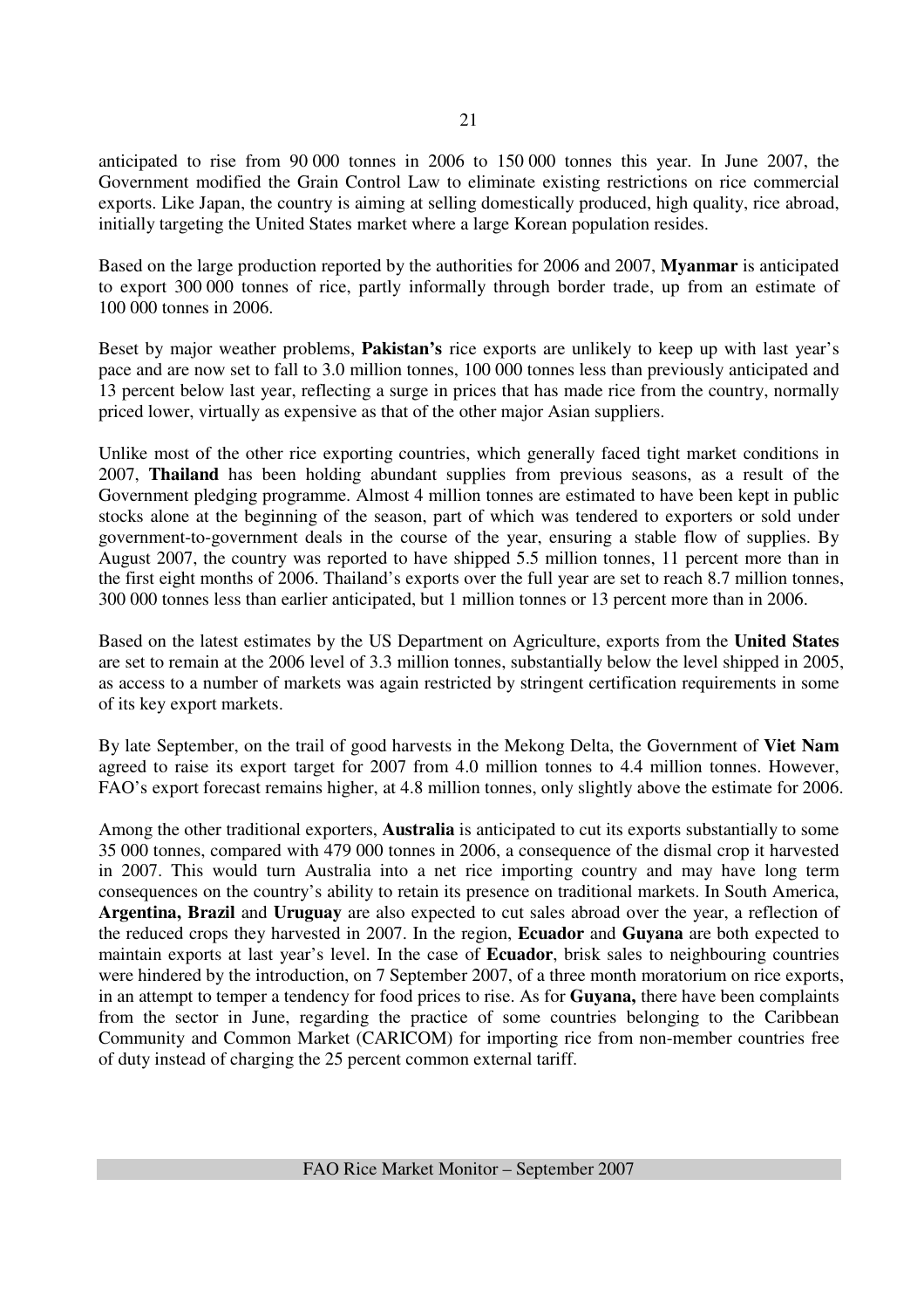anticipated to rise from 90 000 tonnes in 2006 to 150 000 tonnes this year. In June 2007, the Government modified the Grain Control Law to eliminate existing restrictions on rice commercial exports. Like Japan, the country is aiming at selling domestically produced, high quality, rice abroad, initially targeting the United States market where a large Korean population resides.

Based on the large production reported by the authorities for 2006 and 2007, **Myanmar** is anticipated to export 300 000 tonnes of rice, partly informally through border trade, up from an estimate of 100 000 tonnes in 2006.

Beset by major weather problems, **Pakistan's** rice exports are unlikely to keep up with last year's pace and are now set to fall to 3.0 million tonnes, 100 000 tonnes less than previously anticipated and 13 percent below last year, reflecting a surge in prices that has made rice from the country, normally priced lower, virtually as expensive as that of the other major Asian suppliers.

Unlike most of the other rice exporting countries, which generally faced tight market conditions in 2007, **Thailand** has been holding abundant supplies from previous seasons, as a result of the Government pledging programme. Almost 4 million tonnes are estimated to have been kept in public stocks alone at the beginning of the season, part of which was tendered to exporters or sold under government-to-government deals in the course of the year, ensuring a stable flow of supplies. By August 2007, the country was reported to have shipped 5.5 million tonnes, 11 percent more than in the first eight months of 2006. Thailand's exports over the full year are set to reach 8.7 million tonnes, 300 000 tonnes less than earlier anticipated, but 1 million tonnes or 13 percent more than in 2006.

Based on the latest estimates by the US Department on Agriculture, exports from the **United States** are set to remain at the 2006 level of 3.3 million tonnes, substantially below the level shipped in 2005, as access to a number of markets was again restricted by stringent certification requirements in some of its key export markets.

By late September, on the trail of good harvests in the Mekong Delta, the Government of **Viet Nam** agreed to raise its export target for 2007 from 4.0 million tonnes to 4.4 million tonnes. However, FAO's export forecast remains higher, at 4.8 million tonnes, only slightly above the estimate for 2006.

Among the other traditional exporters, **Australia** is anticipated to cut its exports substantially to some 35 000 tonnes, compared with 479 000 tonnes in 2006, a consequence of the dismal crop it harvested in 2007. This would turn Australia into a net rice importing country and may have long term consequences on the country's ability to retain its presence on traditional markets. In South America, **Argentina, Brazil** and **Uruguay** are also expected to cut sales abroad over the year, a reflection of the reduced crops they harvested in 2007. In the region, **Ecuador** and **Guyana** are both expected to maintain exports at last year's level. In the case of **Ecuador**, brisk sales to neighbouring countries were hindered by the introduction, on 7 September 2007, of a three month moratorium on rice exports, in an attempt to temper a tendency for food prices to rise. As for **Guyana,** there have been complaints from the sector in June, regarding the practice of some countries belonging to the Caribbean Community and Common Market (CARICOM) for importing rice from non-member countries free of duty instead of charging the 25 percent common external tariff.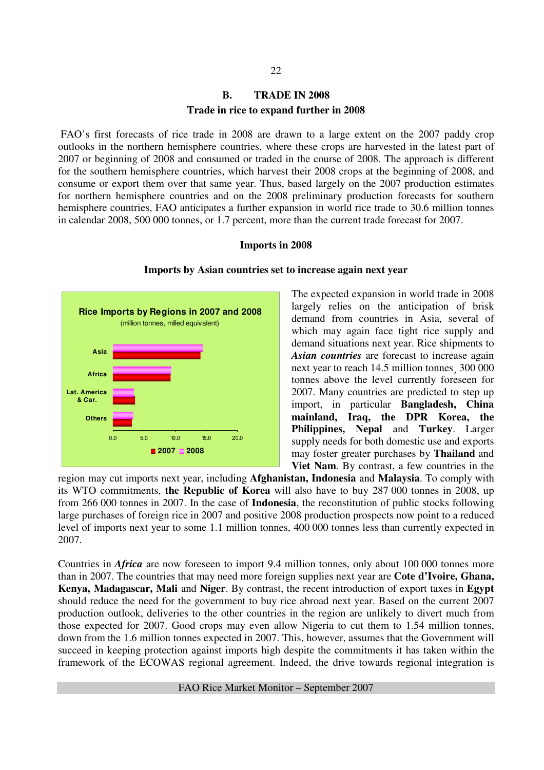## B. TRADE IN 2008

### Trade in rice to expand further in 2008

FAO's first forecasts of rice trade in 2008 are drawn to a large extent on the 2007 paddy crop outlooks in the northern hemisphere countries, where these crops are harvested in the latest part of 2007 or beginning of 2008 and consumed or traded in the course of 2008. The approach is different for the southern hemisphere countries, which harvest their 2008 crops at the beginning of 2008, and consume or export them over that same year. Thus, based largely on the 2007 production estimates for northern hemisphere countries and on the 2008 preliminary production forecasts for southern hemisphere countries, FAO anticipates a further expansion in world rice trade to 30.6 million tonnes in calendar 2008, 500 000 tonnes, or 1.7 percent, more than the current trade forecast for 2007.

### Imports in 2008

#### Imports by Asian countries set to increase again next year

The expected expansion in world trade in 2008 largely relies on the anticipation of brisk demand from countries in Asia, several of which may again face tight rice supply and demand situations next year. Rice shipments to ***Asian countries*** are forecast to increase again next year to reach 14.5 million tonnes¸ 300 000 tonnes above the level currently foreseen for 2007. Many countries are predicted to step up import, in particular **Bangladesh, China mainland, Iraq, the DPR Korea, the Philippines, Nepal** and **Turkey**. Larger supply needs for both domestic use and exports may foster greater purchases by **Thailand** and **Viet Nam**. By contrast, a few countries in the region may cut imports next year, including **Afghanistan, Indonesia** and **Malaysia**. To comply with its WTO commitments, **the Republic of Korea** will also have to buy 287 000 tonnes in 2008, up from 266 000 tonnes in 2007. In the case of **Indonesia**, the reconstitution of public stocks following large purchases of foreign rice in 2007 and positive 2008 production prospects now point to a reduced level of imports next year to some 1.1 million tonnes, 400 000 tonnes less than currently expected in 2007.

Countries in ***Africa*** are now foreseen to import 9.4 million tonnes, only about 100 000 tonnes more than in 2007. The countries that may need more foreign supplies next year are **Cote d'Ivoire, Ghana, Kenya, Madagascar, Mali** and **Niger**. By contrast, the recent introduction of export taxes in **Egypt** should reduce the need for the government to buy rice abroad next year. Based on the current 2007 production outlook, deliveries to the other countries in the region are unlikely to divert much from those expected for 2007. Good crops may even allow Nigeria to cut them to 1.54 million tonnes, down from the 1.6 million tonnes expected in 2007. This, however, assumes that the Government will succeed in keeping protection against imports high despite the commitments it has taken within the framework of the ECOWAS regional agreement. Indeed, the drive towards regional integration is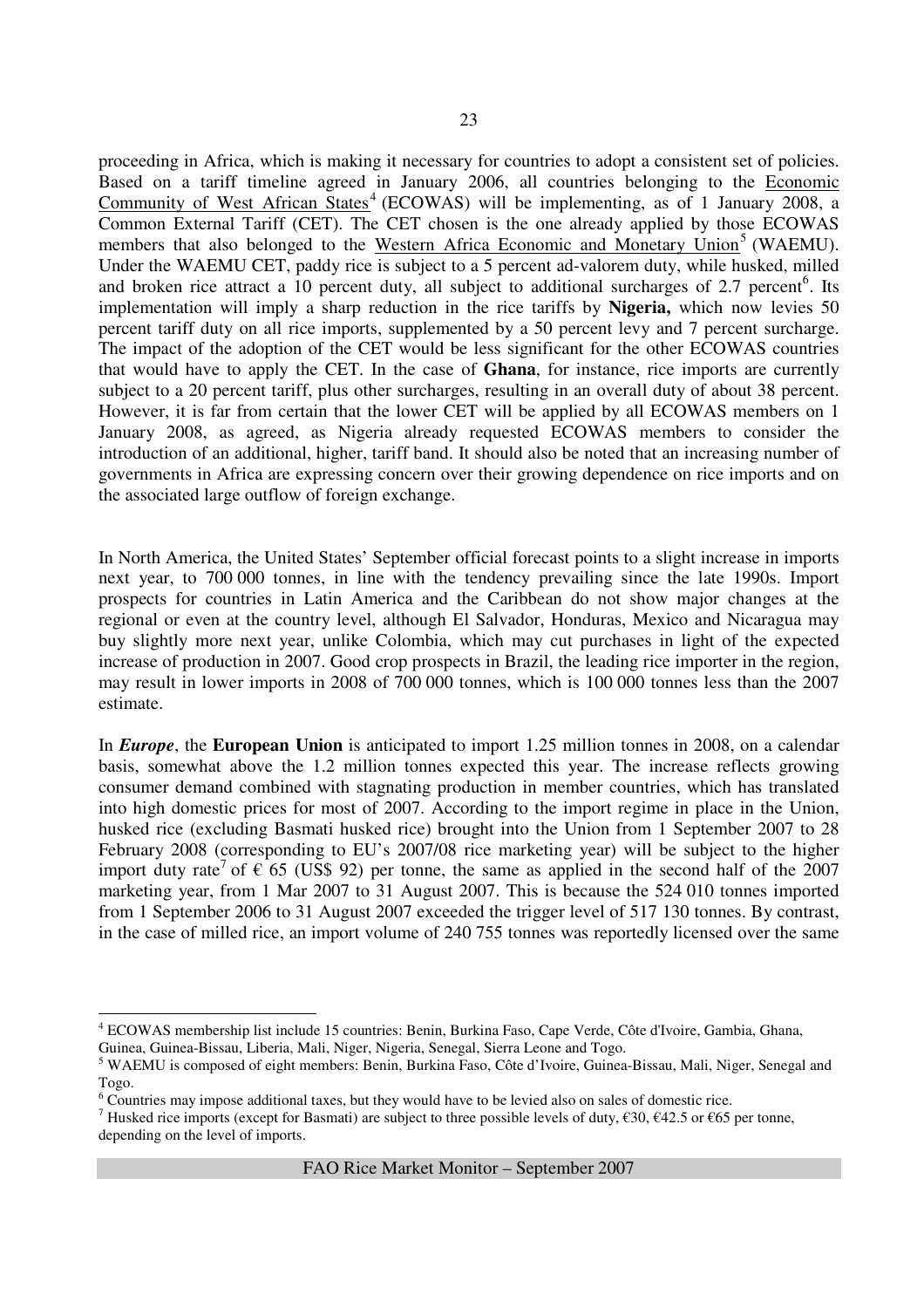proceeding in Africa, which is making it necessary for countries to adopt a consistent set of policies. Based on a tariff timeline agreed in January 2006, all countries belonging to the Economic Community of West African States[4] (ECOWAS) will be implementing, as of 1 January 2008, a Common External Tariff (CET). The CET chosen is the one already applied by those ECOWAS members that also belonged to the Western Africa Economic and Monetary Union[5] (WAEMU). Under the WAEMU CET, paddy rice is subject to a 5 percent ad-valorem duty, while husked, milled and broken rice attract a 10 percent duty, all subject to additional surcharges of 2.7 percent[6]. Its implementation will imply a sharp reduction in the rice tariffs by **Nigeria,** which now levies 50 percent tariff duty on all rice imports, supplemented by a 50 percent levy and 7 percent surcharge. The impact of the adoption of the CET would be less significant for the other ECOWAS countries that would have to apply the CET. In the case of **Ghana**, for instance, rice imports are currently subject to a 20 percent tariff, plus other surcharges, resulting in an overall duty of about 38 percent. However, it is far from certain that the lower CET will be applied by all ECOWAS members on 1 January 2008, as agreed, as Nigeria already requested ECOWAS members to consider the introduction of an additional, higher, tariff band. It should also be noted that an increasing number of governments in Africa are expressing concern over their growing dependence on rice imports and on the associated large outflow of foreign exchange.

In North America, the United States' September official forecast points to a slight increase in imports next year, to 700 000 tonnes, in line with the tendency prevailing since the late 1990s. Import prospects for countries in Latin America and the Caribbean do not show major changes at the regional or even at the country level, although El Salvador, Honduras, Mexico and Nicaragua may buy slightly more next year, unlike Colombia, which may cut purchases in light of the expected increase of production in 2007. Good crop prospects in Brazil, the leading rice importer in the region, may result in lower imports in 2008 of 700 000 tonnes, which is 100 000 tonnes less than the 2007 estimate.

In ***Europe***, the **European Union** is anticipated to import 1.25 million tonnes in 2008, on a calendar basis, somewhat above the 1.2 million tonnes expected this year. The increase reflects growing consumer demand combined with stagnating production in member countries, which has translated into high domestic prices for most of 2007. According to the import regime in place in the Union, husked rice (excluding Basmati husked rice) brought into the Union from 1 September 2007 to 28 February 2008 (corresponding to EU's 2007/08 rice marketing year) will be subject to the higher import duty rate[7] of € 65 (US$ 92) per tonne, the same as applied in the second half of the 2007 marketing year, from 1 Mar 2007 to 31 August 2007. This is because the 524 010 tonnes imported from 1 September 2006 to 31 August 2007 exceeded the trigger level of 517 130 tonnes. By contrast, in the case of milled rice, an import volume of 240 755 tonnes was reportedly licensed over the same

---

[4] ECOWAS membership list include 15 countries: Benin, Burkina Faso, Cape Verde, Côte d'Ivoire, Gambia, Ghana, Guinea, Guinea-Bissau, Liberia, Mali, Niger, Nigeria, Senegal, Sierra Leone and Togo.

[5] WAEMU is composed of eight members: Benin, Burkina Faso, Côte d'Ivoire, Guinea-Bissau, Mali, Niger, Senegal and Togo.

[6] Countries may impose additional taxes, but they would have to be levied also on sales of domestic rice.

[7] Husked rice imports (except for Basmati) are subject to three possible levels of duty, €30, €42.5 or €65 per tonne, depending on the level of imports.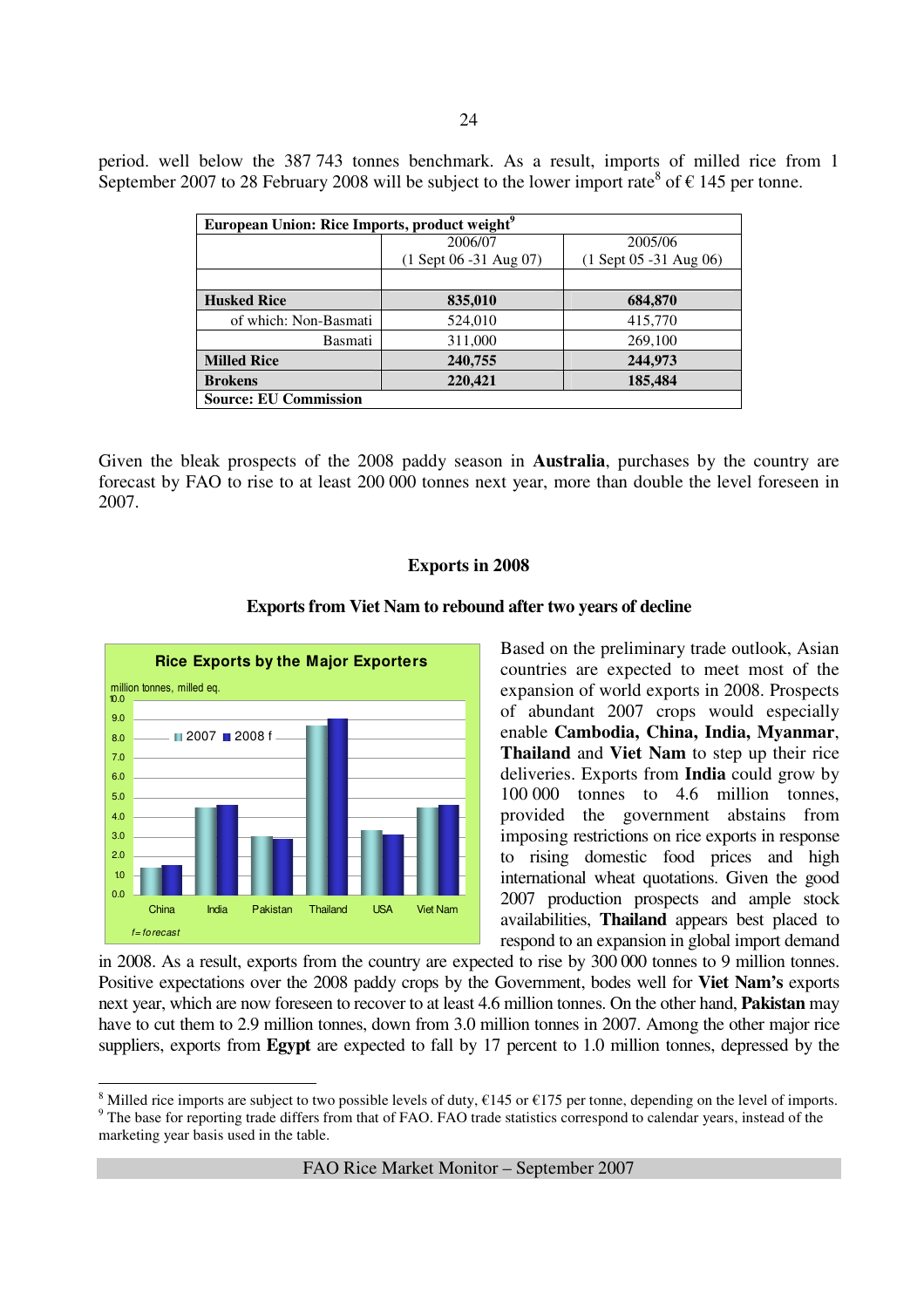period. well below the 387 743 tonnes benchmark. As a result, imports of milled rice from 1 September 2007 to 28 February 2008 will be subject to the lower import rate[8] of € 145 per tonne.

| European Union: Rice Imports, product weight[9] | | |
|---|---|---|
| | 2006/07<br>(1 Sept 06 -31 Aug 07) | 2005/06<br>(1 Sept 05 -31 Aug 06) |
| | | |
| **Husked Rice** | **835,010** | **684,870** |
| of which: Non-Basmati | 524,010 | 415,770 |
| Basmati | 311,000 | 269,100 |
| **Milled Rice** | **240,755** | **244,973** |
| **Brokens** | **220,421** | **185,484** |
| **Source: EU Commission** | | |

Given the bleak prospects of the 2008 paddy season in **Australia**, purchases by the country are forecast by FAO to rise to at least 200 000 tonnes next year, more than double the level foreseen in 2007.

## Exports in 2008

### Exports from Viet Nam to rebound after two years of decline

**Rice Exports by the Major Exporters**

million tonnes, milled eq.

2007 ■ 2008 f

China, India, Pakistan, Thailand, USA, Viet Nam

f= forecast

Based on the preliminary trade outlook, Asian countries are expected to meet most of the expansion of world exports in 2008. Prospects of abundant 2007 crops would especially enable **Cambodia, China, India, Myanmar**, **Thailand** and **Viet Nam** to step up their rice deliveries. Exports from **India** could grow by 100 000 tonnes to 4.6 million tonnes, provided the government abstains from imposing restrictions on rice exports in response to rising domestic food prices and high international wheat quotations. Given the good 2007 production prospects and ample stock availabilities, **Thailand** appears best placed to respond to an expansion in global import demand in 2008. As a result, exports from the country are expected to rise by 300 000 tonnes to 9 million tonnes. Positive expectations over the 2008 paddy crops by the Government, bodes well for **Viet Nam's** exports next year, which are now foreseen to recover to at least 4.6 million tonnes. On the other hand, **Pakistan** may have to cut them to 2.9 million tonnes, down from 3.0 million tonnes in 2007. Among the other major rice suppliers, exports from **Egypt** are expected to fall by 17 percent to 1.0 million tonnes, depressed by the

[8] Milled rice imports are subject to two possible levels of duty, €145 or €175 per tonne, depending on the level of imports.

[9] The base for reporting trade differs from that of FAO. FAO trade statistics correspond to calendar years, instead of the marketing year basis used in the table.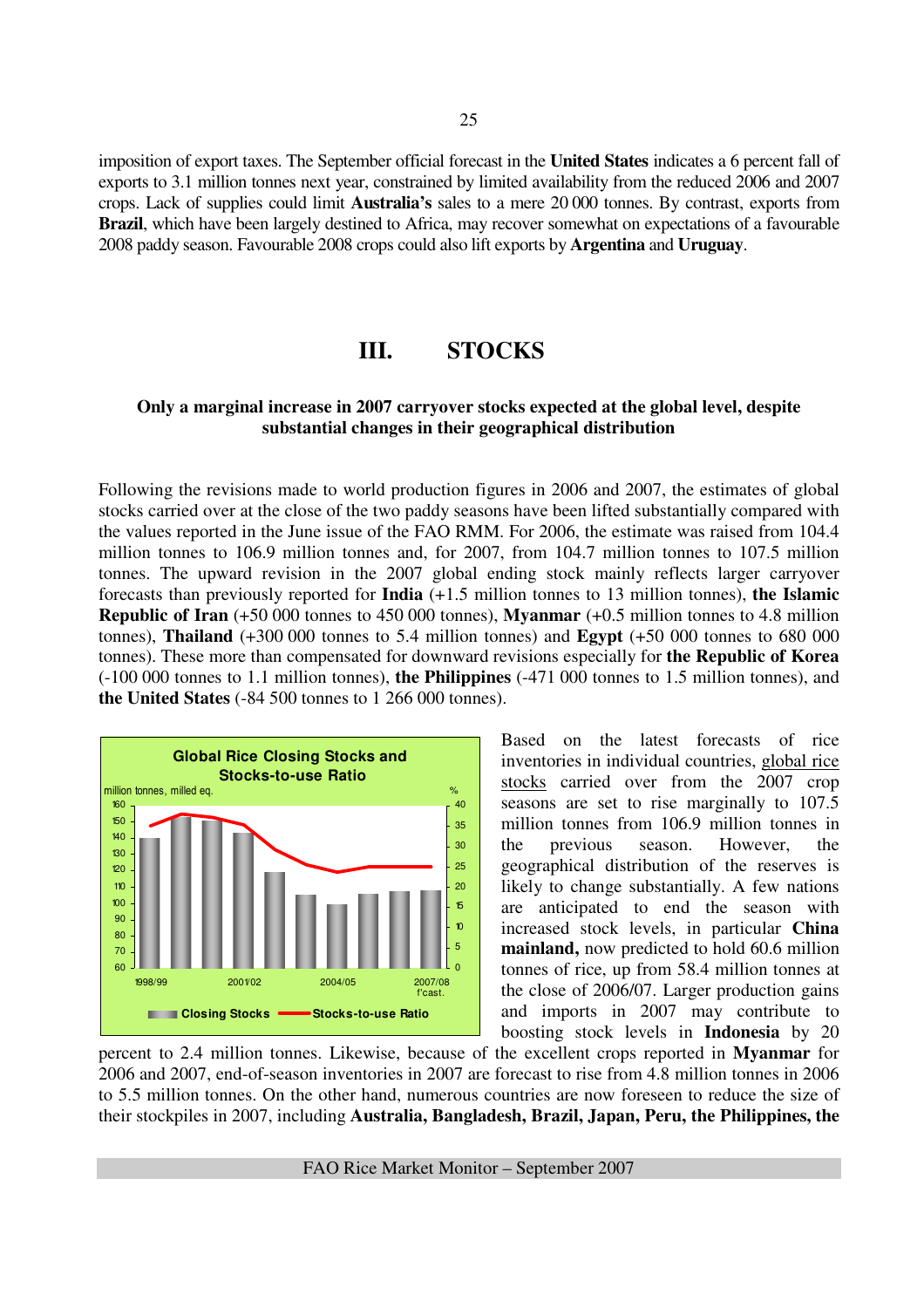imposition of export taxes. The September official forecast in the **United States** indicates a 6 percent fall of exports to 3.1 million tonnes next year, constrained by limited availability from the reduced 2006 and 2007 crops. Lack of supplies could limit **Australia's** sales to a mere 20 000 tonnes. By contrast, exports from **Brazil**, which have been largely destined to Africa, may recover somewhat on expectations of a favourable 2008 paddy season. Favourable 2008 crops could also lift exports by **Argentina** and **Uruguay**.

# III. STOCKS

### Only a marginal increase in 2007 carryover stocks expected at the global level, despite substantial changes in their geographical distribution

Following the revisions made to world production figures in 2006 and 2007, the estimates of global stocks carried over at the close of the two paddy seasons have been lifted substantially compared with the values reported in the June issue of the FAO RMM. For 2006, the estimate was raised from 104.4 million tonnes to 106.9 million tonnes and, for 2007, from 104.7 million tonnes to 107.5 million tonnes. The upward revision in the 2007 global ending stock mainly reflects larger carryover forecasts than previously reported for **India** (+1.5 million tonnes to 13 million tonnes), **the Islamic Republic of Iran** (+50 000 tonnes to 450 000 tonnes), **Myanmar** (+0.5 million tonnes to 4.8 million tonnes), **Thailand** (+300 000 tonnes to 5.4 million tonnes) and **Egypt** (+50 000 tonnes to 680 000 tonnes). These more than compensated for downward revisions especially for **the Republic of Korea** (-100 000 tonnes to 1.1 million tonnes), **the Philippines** (-471 000 tonnes to 1.5 million tonnes), and **the United States** (-84 500 tonnes to 1 266 000 tonnes).

**Global Rice Closing Stocks and Stocks-to-use Ratio**

Based on the latest forecasts of rice inventories in individual countries, global rice stocks carried over from the 2007 crop seasons are set to rise marginally to 107.5 million tonnes from 106.9 million tonnes in the previous season. However, the geographical distribution of the reserves is likely to change substantially. A few nations are anticipated to end the season with increased stock levels, in particular **China mainland,** now predicted to hold 60.6 million tonnes of rice, up from 58.4 million tonnes at the close of 2006/07. Larger production gains and imports in 2007 may contribute to boosting stock levels in **Indonesia** by 20 percent to 2.4 million tonnes. Likewise, because of the excellent crops reported in **Myanmar** for 2006 and 2007, end-of-season inventories in 2007 are forecast to rise from 4.8 million tonnes in 2006 to 5.5 million tonnes. On the other hand, numerous countries are now foreseen to reduce the size of their stockpiles in 2007, including **Australia, Bangladesh, Brazil, Japan, Peru, the Philippines, the**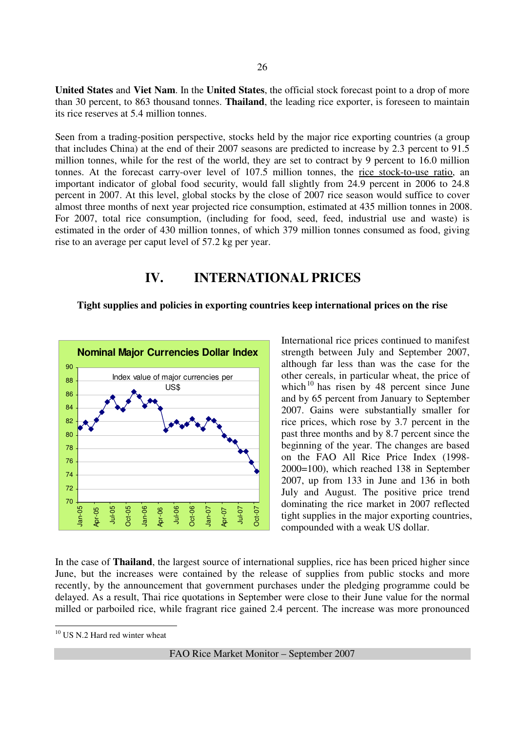**United States** and **Viet Nam**. In the **United States**, the official stock forecast point to a drop of more than 30 percent, to 863 thousand tonnes. **Thailand**, the leading rice exporter, is foreseen to maintain its rice reserves at 5.4 million tonnes.

Seen from a trading-position perspective, stocks held by the major rice exporting countries (a group that includes China) at the end of their 2007 seasons are predicted to increase by 2.3 percent to 91.5 million tonnes, while for the rest of the world, they are set to contract by 9 percent to 16.0 million tonnes. At the forecast carry-over level of 107.5 million tonnes, the rice stock-to-use ratio, an important indicator of global food security, would fall slightly from 24.9 percent in 2006 to 24.8 percent in 2007. At this level, global stocks by the close of 2007 rice season would suffice to cover almost three months of next year projected rice consumption, estimated at 435 million tonnes in 2008. For 2007, total rice consumption, (including for food, seed, feed, industrial use and waste) is estimated in the order of 430 million tonnes, of which 379 million tonnes consumed as food, giving rise to an average per caput level of 57.2 kg per year.

# IV. INTERNATIONAL PRICES

**Tight supplies and policies in exporting countries keep international prices on the rise**

**Nominal Major Currencies Dollar Index**

Index value of major currencies per US$

International rice prices continued to manifest strength between July and September 2007, although far less than was the case for the other cereals, in particular wheat, the price of which[10] has risen by 48 percent since June and by 65 percent from January to September 2007. Gains were substantially smaller for rice prices, which rose by 3.7 percent in the past three months and by 8.7 percent since the beginning of the year. The changes are based on the FAO All Rice Price Index (1998-2000=100), which reached 138 in September 2007, up from 133 in June and 136 in both July and August. The positive price trend dominating the rice market in 2007 reflected tight supplies in the major exporting countries, compounded with a weak US dollar.

In the case of **Thailand**, the largest source of international supplies, rice has been priced higher since June, but the increases were contained by the release of supplies from public stocks and more recently, by the announcement that government purchases under the pledging programme could be delayed. As a result, Thai rice quotations in September were close to their June value for the normal milled or parboiled rice, while fragrant rice gained 2.4 percent. The increase was more pronounced

[10] US N.2 Hard red winter wheat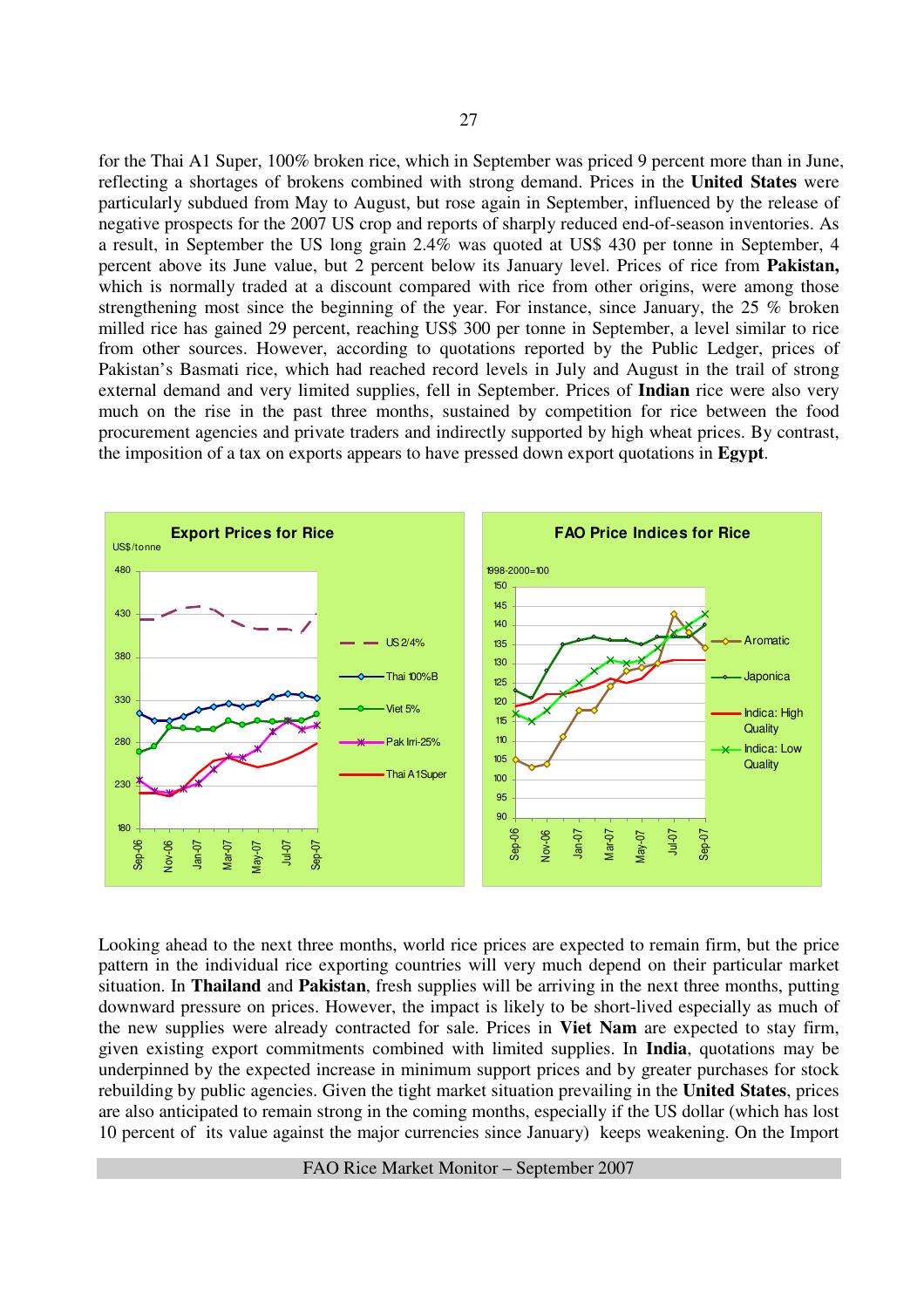for the Thai A1 Super, 100% broken rice, which in September was priced 9 percent more than in June, reflecting a shortages of brokens combined with strong demand. Prices in the **United States** were particularly subdued from May to August, but rose again in September, influenced by the release of negative prospects for the 2007 US crop and reports of sharply reduced end-of-season inventories. As a result, in September the US long grain 2.4% was quoted at US$ 430 per tonne in September, 4 percent above its June value, but 2 percent below its January level. Prices of rice from **Pakistan,** which is normally traded at a discount compared with rice from other origins, were among those strengthening most since the beginning of the year. For instance, since January, the 25 % broken milled rice has gained 29 percent, reaching US$ 300 per tonne in September, a level similar to rice from other sources. However, according to quotations reported by the Public Ledger, prices of Pakistan's Basmati rice, which had reached record levels in July and August in the trail of strong external demand and very limited supplies, fell in September. Prices of **Indian** rice were also very much on the rise in the past three months, sustained by competition for rice between the food procurement agencies and private traders and indirectly supported by high wheat prices. By contrast, the imposition of a tax on exports appears to have pressed down export quotations in **Egypt**.

**Export Prices for Rice**

US$/tonne

Legend: US 2/4%; Thai 100%B; Viet 5%; Pak Irri-25%; Thai A1Super

**FAO Price Indices for Rice**

1998-2000=100

Legend: Aromatic; Japonica; Indica: High Quality; Indica: Low Quality

Looking ahead to the next three months, world rice prices are expected to remain firm, but the price pattern in the individual rice exporting countries will very much depend on their particular market situation. In **Thailand** and **Pakistan**, fresh supplies will be arriving in the next three months, putting downward pressure on prices. However, the impact is likely to be short-lived especially as much of the new supplies were already contracted for sale. Prices in **Viet Nam** are expected to stay firm, given existing export commitments combined with limited supplies. In **India**, quotations may be underpinned by the expected increase in minimum support prices and by greater purchases for stock rebuilding by public agencies. Given the tight market situation prevailing in the **United States**, prices are also anticipated to remain strong in the coming months, especially if the US dollar (which has lost 10 percent of its value against the major currencies since January) keeps weakening. On the Import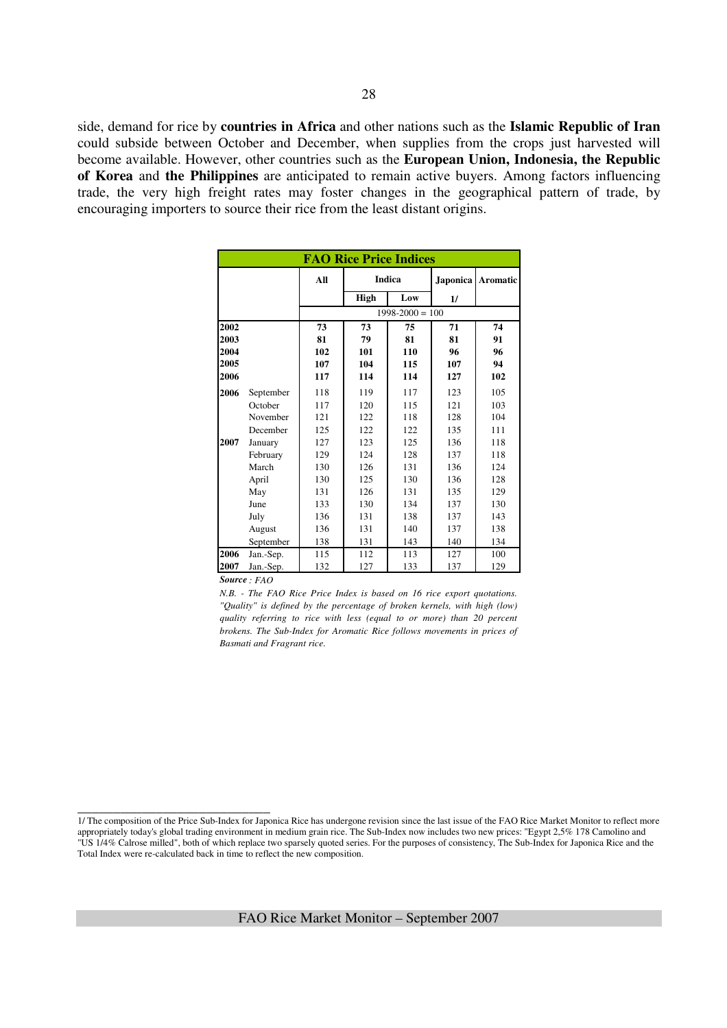side, demand for rice by **countries in Africa** and other nations such as the **Islamic Republic of Iran** could subside between October and December, when supplies from the crops just harvested will become available. However, other countries such as the **European Union, Indonesia, the Republic of Korea** and **the Philippines** are anticipated to remain active buyers. Among factors influencing trade, the very high freight rates may foster changes in the geographical pattern of trade, by encouraging importers to source their rice from the least distant origins.

**FAO Rice Price Indices**

| | | All | Indica | | Japonica | Aromatic |
|---|---|---|---|---|---|---|
| | | | High | Low | 1/ | |
| | | 1998-2000 = 100 | | | | |
| **2002** | | **73** | **73** | **75** | **71** | **74** |
| **2003** | | **81** | **79** | **81** | **81** | **91** |
| **2004** | | **102** | **101** | **110** | **96** | **96** |
| **2005** | | **107** | **104** | **115** | **107** | **94** |
| **2006** | | **117** | **114** | **114** | **127** | **102** |
| **2006** | September | 118 | 119 | 117 | 123 | 105 |
| | October | 117 | 120 | 115 | 121 | 103 |
| | November | 121 | 122 | 118 | 128 | 104 |
| | December | 125 | 122 | 122 | 135 | 111 |
| **2007** | January | 127 | 123 | 125 | 136 | 118 |
| | February | 129 | 124 | 128 | 137 | 118 |
| | March | 130 | 126 | 131 | 136 | 124 |
| | April | 130 | 125 | 130 | 136 | 128 |
| | May | 131 | 126 | 131 | 135 | 129 |
| | June | 133 | 130 | 134 | 137 | 130 |
| | July | 136 | 131 | 138 | 137 | 143 |
| | August | 136 | 131 | 140 | 137 | 138 |
| | September | 138 | 131 | 143 | 140 | 134 |
| **2006** | Jan.-Sep. | 115 | 112 | 113 | 127 | 100 |
| **2007** | Jan.-Sep. | 132 | 127 | 133 | 137 | 129 |

***Source** : FAO*

*N.B. - The FAO Rice Price Index is based on 16 rice export quotations. "Quality" is defined by the percentage of broken kernels, with high (low) quality referring to rice with less (equal to or more) than 20 percent brokens. The Sub-Index for Aromatic Rice follows movements in prices of Basmati and Fragrant rice.*

---

1/ The composition of the Price Sub-Index for Japonica Rice has undergone revision since the last issue of the FAO Rice Market Monitor to reflect more appropriately today's global trading environment in medium grain rice. The Sub-Index now includes two new prices: "Egypt 2,5% 178 Camolino and "US 1/4% Calrose milled", both of which replace two sparsely quoted series. For the purposes of consistency, The Sub-Index for Japonica Rice and the Total Index were re-calculated back in time to reflect the new composition.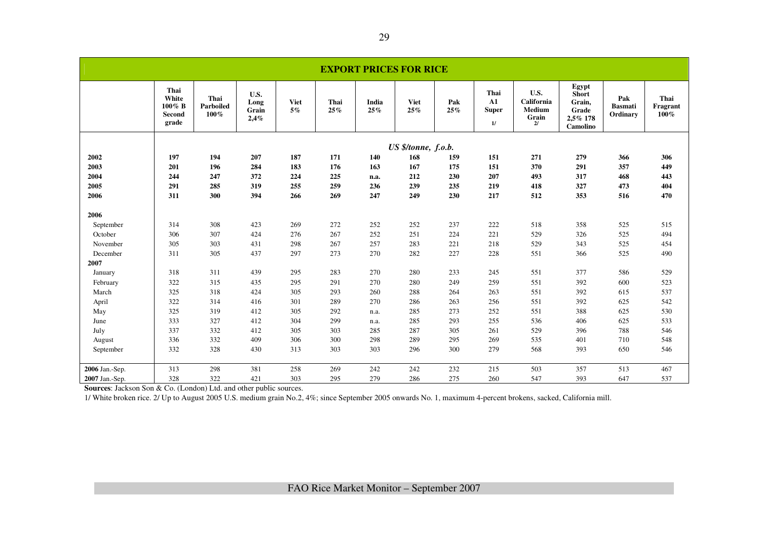## EXPORT PRICES FOR RICE

| | Thai White 100% B Second grade | Thai Parboiled 100% | U.S. Long Grain 2,4% | Viet 5% | Thai 25% | India 25% | Viet 25% | Pak 25% | Thai A1 Super 1/ | U.S. California Medium Grain 2/ | Egypt Short Grain, Grade 2,5% 178 Camolino | Pak Basmati Ordinary | Thai Fragrant 100% |
|---|---|---|---|---|---|---|---|---|---|---|---|---|---|
| | | | | | | | *US $/tonne, f.o.b.* | | | | | | |
| **2002** | **197** | **194** | **207** | **187** | **171** | **140** | **168** | **159** | **151** | **271** | **279** | **366** | **306** |
| **2003** | **201** | **196** | **284** | **183** | **176** | **163** | **167** | **175** | **151** | **370** | **291** | **357** | **449** |
| **2004** | **244** | **247** | **372** | **224** | **225** | **n.a.** | **212** | **230** | **207** | **493** | **317** | **468** | **443** |
| **2005** | **291** | **285** | **319** | **255** | **259** | **236** | **239** | **235** | **219** | **418** | **327** | **473** | **404** |
| **2006** | **311** | **300** | **394** | **266** | **269** | **247** | **249** | **230** | **217** | **512** | **353** | **516** | **470** |
| **2006** | | | | | | | | | | | | | |
| September | 314 | 308 | 423 | 269 | 272 | 252 | 252 | 237 | 222 | 518 | 358 | 525 | 515 |
| October | 306 | 307 | 424 | 276 | 267 | 252 | 251 | 224 | 221 | 529 | 326 | 525 | 494 |
| November | 305 | 303 | 431 | 298 | 267 | 257 | 283 | 221 | 218 | 529 | 343 | 525 | 454 |
| December | 311 | 305 | 437 | 297 | 273 | 270 | 282 | 227 | 228 | 551 | 366 | 525 | 490 |
| **2007** | | | | | | | | | | | | | |
| January | 318 | 311 | 439 | 295 | 283 | 270 | 280 | 233 | 245 | 551 | 377 | 586 | 529 |
| February | 322 | 315 | 435 | 295 | 291 | 270 | 280 | 249 | 259 | 551 | 392 | 600 | 523 |
| March | 325 | 318 | 424 | 305 | 293 | 260 | 288 | 264 | 263 | 551 | 392 | 615 | 537 |
| April | 322 | 314 | 416 | 301 | 289 | 270 | 286 | 263 | 256 | 551 | 392 | 625 | 542 |
| May | 325 | 319 | 412 | 305 | 292 | n.a. | 285 | 273 | 252 | 551 | 388 | 625 | 530 |
| June | 333 | 327 | 412 | 304 | 299 | n.a. | 285 | 293 | 255 | 536 | 406 | 625 | 533 |
| July | 337 | 332 | 412 | 305 | 303 | 285 | 287 | 305 | 261 | 529 | 396 | 788 | 546 |
| August | 336 | 332 | 409 | 306 | 300 | 298 | 289 | 295 | 269 | 535 | 401 | 710 | 548 |
| September | 332 | 328 | 430 | 313 | 303 | 303 | 296 | 300 | 279 | 568 | 393 | 650 | 546 |
| **2006** Jan.-Sep. | 313 | 298 | 381 | 258 | 269 | 242 | 242 | 232 | 215 | 503 | 357 | 513 | 467 |
| **2007** Jan.-Sep. | 328 | 322 | 421 | 303 | 295 | 279 | 286 | 275 | 260 | 547 | 393 | 647 | 537 |

**Sources**: Jackson Son & Co. (London) Ltd. and other public sources.

1/ White broken rice. 2/ Up to August 2005 U.S. medium grain No.2, 4%; since September 2005 onwards No. 1, maximum 4-percent brokens, sacked, California mill.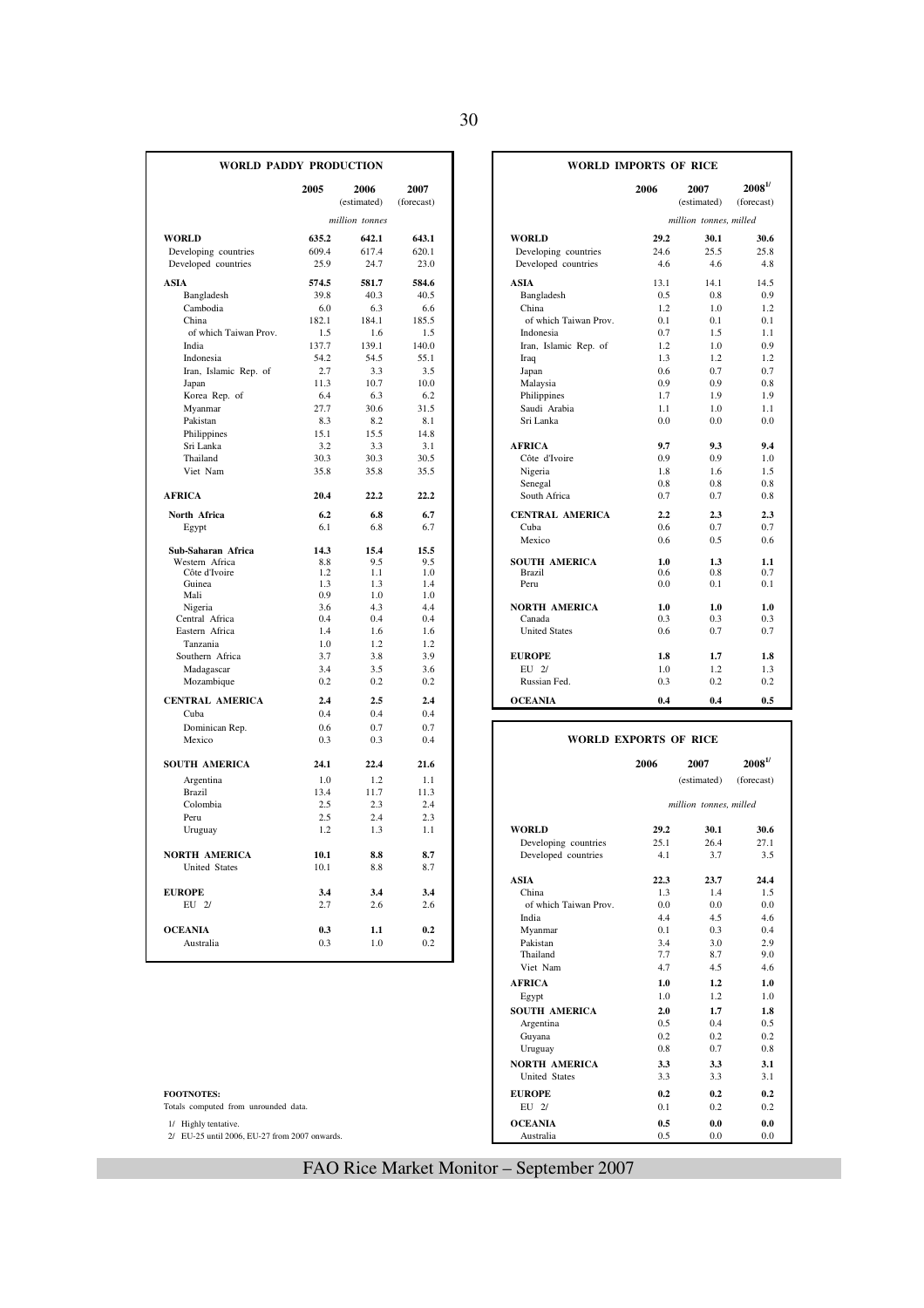## WORLD PADDY PRODUCTION

| | 2005 | 2006 (estimated) | 2007 (forecast) |
|---|---|---|---|
| | *million tonnes* | | |
| **WORLD** | **635.2** | **642.1** | **643.1** |
| Developing countries | 609.4 | 617.4 | 620.1 |
| Developed countries | 25.9 | 24.7 | 23.0 |
| **ASIA** | **574.5** | **581.7** | **584.6** |
| Bangladesh | 39.8 | 40.3 | 40.5 |
| Cambodia | 6.0 | 6.3 | 6.6 |
| China | 182.1 | 184.1 | 185.5 |
| of which Taiwan Prov. | 1.5 | 1.6 | 1.5 |
| India | 137.7 | 139.1 | 140.0 |
| Indonesia | 54.2 | 54.5 | 55.1 |
| Iran, Islamic Rep. of | 2.7 | 3.3 | 3.5 |
| Japan | 11.3 | 10.7 | 10.0 |
| Korea Rep. of | 6.4 | 6.3 | 6.2 |
| Myanmar | 27.7 | 30.6 | 31.5 |
| Pakistan | 8.3 | 8.2 | 8.1 |
| Philippines | 15.1 | 15.5 | 14.8 |
| Sri Lanka | 3.2 | 3.3 | 3.1 |
| Thailand | 30.3 | 30.3 | 30.5 |
| Viet Nam | 35.8 | 35.8 | 35.5 |
| **AFRICA** | **20.4** | **22.2** | **22.2** |
| **North Africa** | **6.2** | **6.8** | **6.7** |
| Egypt | 6.1 | 6.8 | 6.7 |
| **Sub-Saharan Africa** | **14.3** | **15.4** | **15.5** |
| Western Africa | 8.8 | 9.5 | 9.5 |
| Côte d'Ivoire | 1.2 | 1.1 | 1.0 |
| Guinea | 1.3 | 1.3 | 1.4 |
| Mali | 0.9 | 1.0 | 1.0 |
| Nigeria | 3.6 | 4.3 | 4.4 |
| Central Africa | 0.4 | 0.4 | 0.4 |
| Eastern Africa | 1.4 | 1.6 | 1.6 |
| Tanzania | 1.0 | 1.2 | 1.2 |
| Southern Africa | 3.7 | 3.8 | 3.9 |
| Madagascar | 3.4 | 3.5 | 3.6 |
| Mozambique | 0.2 | 0.2 | 0.2 |
| **CENTRAL AMERICA** | **2.4** | **2.5** | **2.4** |
| Cuba | 0.4 | 0.4 | 0.4 |
| Dominican Rep. | 0.6 | 0.7 | 0.7 |
| Mexico | 0.3 | 0.3 | 0.4 |
| **SOUTH AMERICA** | **24.1** | **22.4** | **21.6** |
| Argentina | 1.0 | 1.2 | 1.1 |
| Brazil | 13.4 | 11.7 | 11.3 |
| Colombia | 2.5 | 2.3 | 2.4 |
| Peru | 2.5 | 2.4 | 2.3 |
| Uruguay | 1.2 | 1.3 | 1.1 |
| **NORTH AMERICA** | **10.1** | **8.8** | **8.7** |
| United States | 10.1 | 8.8 | 8.7 |
| **EUROPE** | **3.4** | **3.4** | **3.4** |
| EU 2/ | 2.7 | 2.6 | 2.6 |
| **OCEANIA** | **0.3** | **1.1** | **0.2** |
| Australia | 0.3 | 1.0 | 0.2 |

## WORLD IMPORTS OF RICE

| | 2006 | 2007 (estimated) | 2008 1/ (forecast) |
|---|---|---|---|
| | *million tonnes, milled* | | |
| **WORLD** | **29.2** | **30.1** | **30.6** |
| Developing countries | 24.6 | 25.5 | 25.8 |
| Developed countries | 4.6 | 4.6 | 4.8 |
| **ASIA** | 13.1 | 14.1 | 14.5 |
| Bangladesh | 0.5 | 0.8 | 0.9 |
| China | 1.2 | 1.0 | 1.2 |
| of which Taiwan Prov. | 0.1 | 0.1 | 0.1 |
| Indonesia | 0.7 | 1.5 | 1.1 |
| Iran, Islamic Rep. of | 1.2 | 1.0 | 0.9 |
| Iraq | 1.3 | 1.2 | 1.2 |
| Japan | 0.6 | 0.7 | 0.7 |
| Malaysia | 0.9 | 0.9 | 0.8 |
| Philippines | 1.7 | 1.9 | 1.9 |
| Saudi Arabia | 1.1 | 1.0 | 1.1 |
| Sri Lanka | 0.0 | 0.0 | 0.0 |
| **AFRICA** | **9.7** | **9.3** | **9.4** |
| Côte d'Ivoire | 0.9 | 0.9 | 1.0 |
| Nigeria | 1.8 | 1.6 | 1.5 |
| Senegal | 0.8 | 0.8 | 0.8 |
| South Africa | 0.7 | 0.7 | 0.8 |
| **CENTRAL AMERICA** | **2.2** | **2.3** | **2.3** |
| Cuba | 0.6 | 0.7 | 0.7 |
| Mexico | 0.6 | 0.5 | 0.6 |
| **SOUTH AMERICA** | **1.0** | **1.3** | **1.1** |
| Brazil | 0.6 | 0.8 | 0.7 |
| Peru | 0.0 | 0.1 | 0.1 |
| **NORTH AMERICA** | **1.0** | **1.0** | **1.0** |
| Canada | 0.3 | 0.3 | 0.3 |
| United States | 0.6 | 0.7 | 0.7 |
| **EUROPE** | **1.8** | **1.7** | **1.8** |
| EU 2/ | 1.0 | 1.2 | 1.3 |
| Russian Fed. | 0.3 | 0.2 | 0.2 |
| **OCEANIA** | **0.4** | **0.4** | **0.5** |

## WORLD EXPORTS OF RICE

| | 2006 | 2007 (estimated) | 2008 1/ (forecast) |
|---|---|---|---|
| | *million tonnes, milled* | | |
| **WORLD** | **29.2** | **30.1** | **30.6** |
| Developing countries | 25.1 | 26.4 | 27.1 |
| Developed countries | 4.1 | 3.7 | 3.5 |
| **ASIA** | **22.3** | **23.7** | **24.4** |
| China | 1.3 | 1.4 | 1.5 |
| of which Taiwan Prov. | 0.0 | 0.0 | 0.0 |
| India | 4.4 | 4.5 | 4.6 |
| Myanmar | 0.1 | 0.3 | 0.4 |
| Pakistan | 3.4 | 3.0 | 2.9 |
| Thailand | 7.7 | 8.7 | 9.0 |
| Viet Nam | 4.7 | 4.5 | 4.6 |
| **AFRICA** | **1.0** | **1.2** | **1.0** |
| Egypt | 1.0 | 1.2 | 1.0 |
| **SOUTH AMERICA** | **2.0** | **1.7** | **1.8** |
| Argentina | 0.5 | 0.4 | 0.5 |
| Guyana | 0.2 | 0.2 | 0.2 |
| Uruguay | 0.8 | 0.7 | 0.8 |
| **NORTH AMERICA** | **3.3** | **3.3** | **3.1** |
| United States | 3.3 | 3.3 | 3.1 |
| **EUROPE** | **0.2** | **0.2** | **0.2** |
| EU 2/ | 0.1 | 0.2 | 0.2 |
| **OCEANIA** | **0.5** | **0.0** | **0.0** |
| Australia | 0.5 | 0.0 | 0.0 |

**FOOTNOTES:**

Totals computed from unrounded data.

1/ Highly tentative.

2/ EU-25 until 2006, EU-27 from 2007 onwards.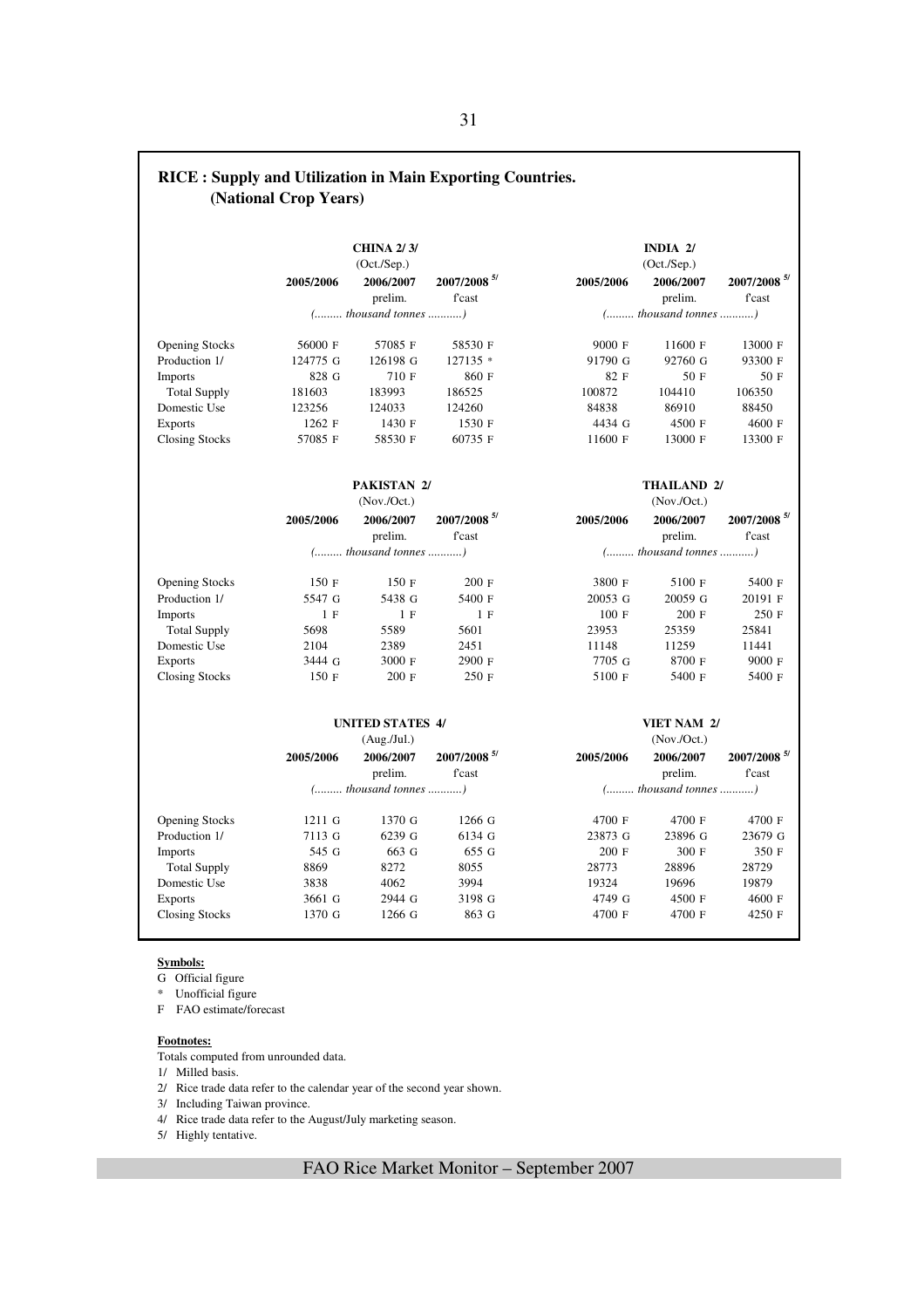## RICE : Supply and Utilization in Main Exporting Countries. (National Crop Years)

| | CHINA 2/ 3/ (Oct./Sep.) | | | INDIA 2/ (Oct./Sep.) | | |
|---|---|---|---|---|---|---|
| | 2005/2006 | 2006/2007 prelim. | 2007/2008 [5] f'cast | 2005/2006 | 2006/2007 prelim. | 2007/2008 [5] f'cast |
| | *(......... thousand tonnes ...........)* | | | *(......... thousand tonnes ...........)* | | |
| Opening Stocks | 56000 F | 57085 F | 58530 F | 9000 F | 11600 F | 13000 F |
| Production 1/ | 124775 G | 126198 G | 127135 * | 91790 G | 92760 G | 93300 F |
| Imports | 828 G | 710 F | 860 F | 82 F | 50 F | 50 F |
| Total Supply | 181603 | 183993 | 186525 | 100872 | 104410 | 106350 |
| Domestic Use | 123256 | 124033 | 124260 | 84838 | 86910 | 88450 |
| Exports | 1262 F | 1430 F | 1530 F | 4434 G | 4500 F | 4600 F |
| Closing Stocks | 57085 F | 58530 F | 60735 F | 11600 F | 13000 F | 13300 F |

| | PAKISTAN 2/ (Nov./Oct.) | | | THAILAND 2/ (Nov./Oct.) | | |
|---|---|---|---|---|---|---|
| | 2005/2006 | 2006/2007 prelim. | 2007/2008 [5] f'cast | 2005/2006 | 2006/2007 prelim. | 2007/2008 [5] f'cast |
| | *(......... thousand tonnes ...........)* | | | *(......... thousand tonnes ...........)* | | |
| Opening Stocks | 150 F | 150 F | 200 F | 3800 F | 5100 F | 5400 F |
| Production 1/ | 5547 G | 5438 G | 5400 F | 20053 G | 20059 G | 20191 F |
| Imports | 1 F | 1 F | 1 F | 100 F | 200 F | 250 F |
| Total Supply | 5698 | 5589 | 5601 | 23953 | 25359 | 25841 |
| Domestic Use | 2104 | 2389 | 2451 | 11148 | 11259 | 11441 |
| Exports | 3444 G | 3000 F | 2900 F | 7705 G | 8700 F | 9000 F |
| Closing Stocks | 150 F | 200 F | 250 F | 5100 F | 5400 F | 5400 F |

| | UNITED STATES 4/ (Aug./Jul.) | | | VIET NAM 2/ (Nov./Oct.) | | |
|---|---|---|---|---|---|---|
| | 2005/2006 | 2006/2007 prelim. | 2007/2008 [5] f'cast | 2005/2006 | 2006/2007 prelim. | 2007/2008 [5] f'cast |
| | *(......... thousand tonnes ...........)* | | | *(......... thousand tonnes ...........)* | | |
| Opening Stocks | 1211 G | 1370 G | 1266 G | 4700 F | 4700 F | 4700 F |
| Production 1/ | 7113 G | 6239 G | 6134 G | 23873 G | 23896 G | 23679 G |
| Imports | 545 G | 663 G | 655 G | 200 F | 300 F | 350 F |
| Total Supply | 8869 | 8272 | 8055 | 28773 | 28896 | 28729 |
| Domestic Use | 3838 | 4062 | 3994 | 19324 | 19696 | 19879 |
| Exports | 3661 G | 2944 G | 3198 G | 4749 G | 4500 F | 4600 F |
| Closing Stocks | 1370 G | 1266 G | 863 G | 4700 F | 4700 F | 4250 F |

**Symbols:**

G Official figure

\* Unofficial figure

F FAO estimate/forecast

**Footnotes:**

Totals computed from unrounded data.

1/ Milled basis.

2/ Rice trade data refer to the calendar year of the second year shown.

3/ Including Taiwan province.

4/ Rice trade data refer to the August/July marketing season.

5/ Highly tentative.